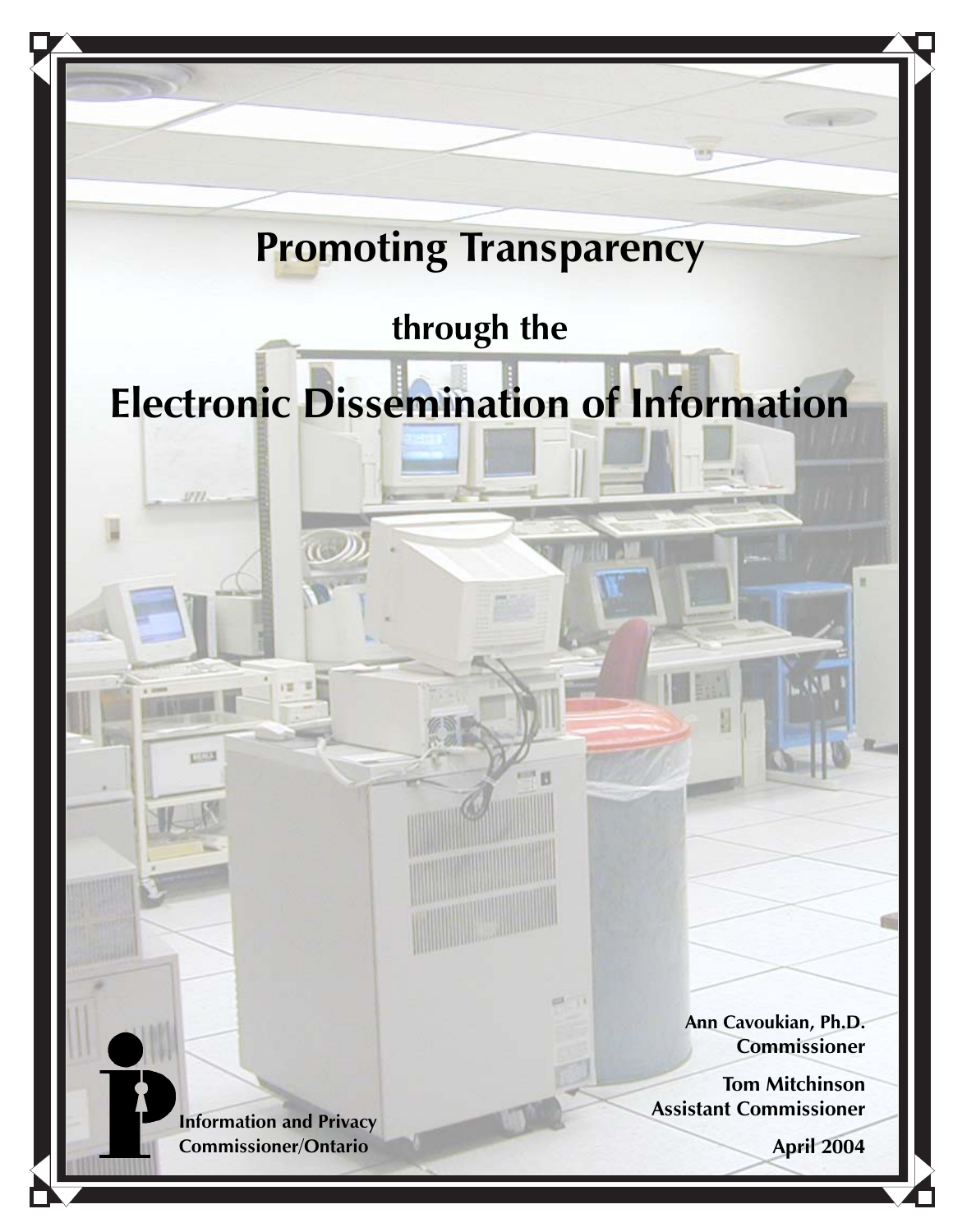# Promoting Transparency

## through the

# Electronic Dissemination of Information

**Information and Privacy Commissioner/Ontario**

**Ann Cavoukian, Ph.D.**
**Commissioner**

**Tom Mitchinson**
**Assistant Commissioner**

**April 2004**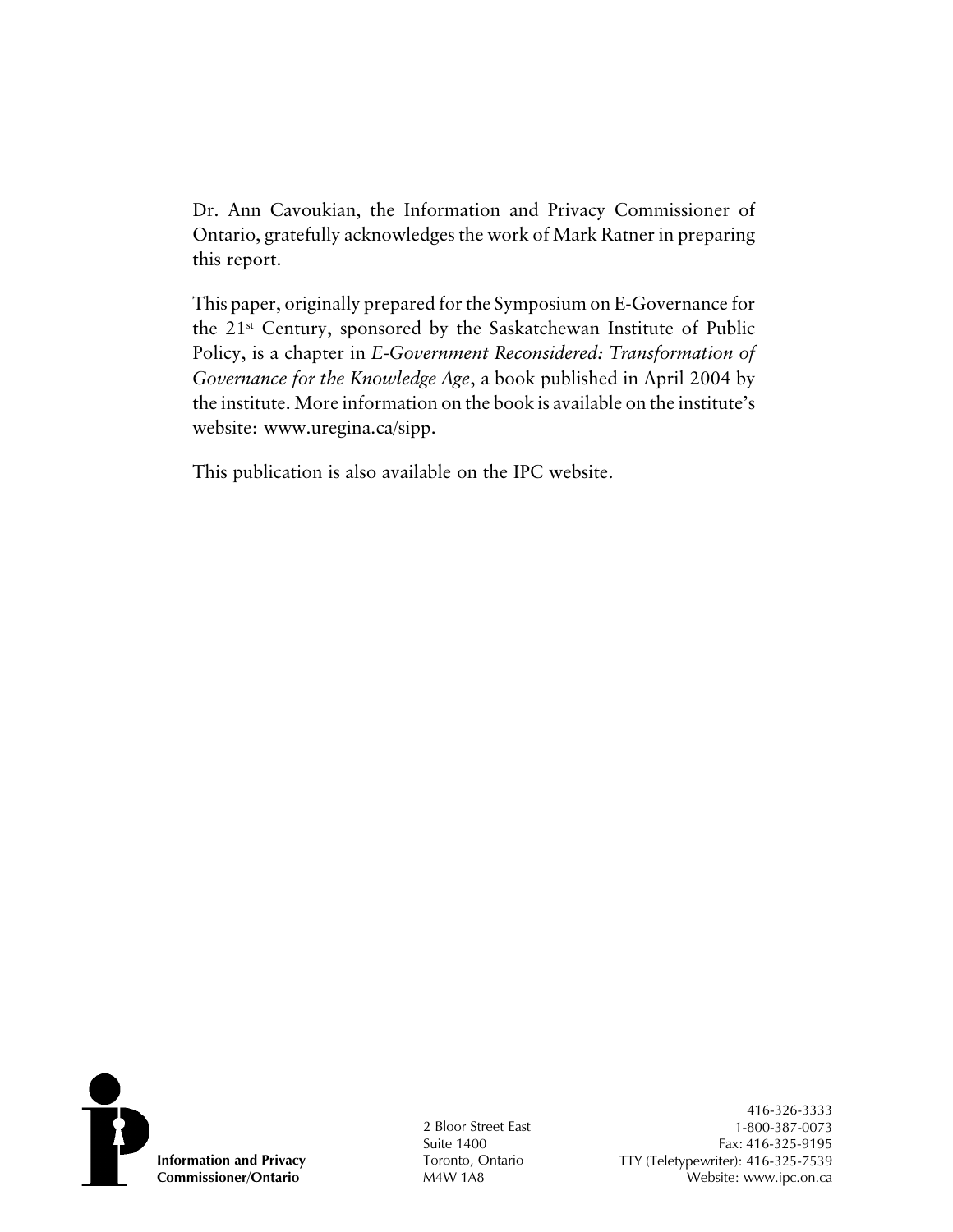Dr. Ann Cavoukian, the Information and Privacy Commissioner of Ontario, gratefully acknowledges the work of Mark Ratner in preparing this report.

This paper, originally prepared for the Symposium on E-Governance for the 21st Century, sponsored by the Saskatchewan Institute of Public Policy, is a chapter in *E-Government Reconsidered: Transformation of Governance for the Knowledge Age*, a book published in April 2004 by the institute. More information on the book is available on the institute's website: www.uregina.ca/sipp.

This publication is also available on the IPC website.

**Information and Privacy Commissioner/Ontario**

2 Bloor Street East
Suite 1400
Toronto, Ontario
M4W 1A8

416-326-3333
1-800-387-0073
Fax: 416-325-9195
TTY (Teletypewriter): 416-325-7539
Website: www.ipc.on.ca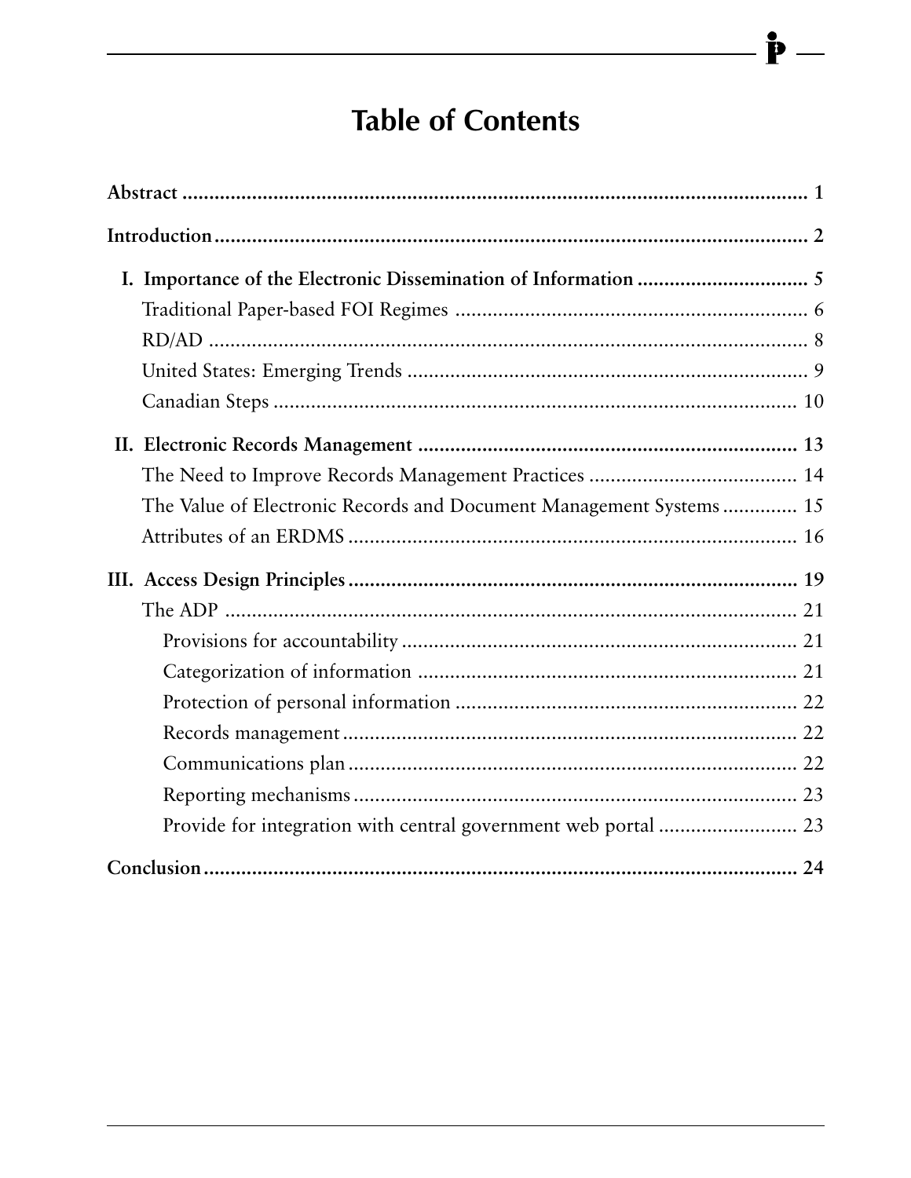# Table of Contents

**Abstract** ..... 1

**Introduction** ..... 2

**I. Importance of the Electronic Dissemination of Information** ..... 5
- Traditional Paper-based FOI Regimes ..... 6
- RD/AD ..... 8
- United States: Emerging Trends ..... 9
- Canadian Steps ..... 10

**II. Electronic Records Management** ..... 13
- The Need to Improve Records Management Practices ..... 14
- The Value of Electronic Records and Document Management Systems ..... 15
- Attributes of an ERDMS ..... 16

**III. Access Design Principles** ..... 19
- The ADP ..... 21
  - Provisions for accountability ..... 21
  - Categorization of information ..... 21
  - Protection of personal information ..... 22
  - Records management ..... 22
  - Communications plan ..... 22
  - Reporting mechanisms ..... 23
  - Provide for integration with central government web portal ..... 23

**Conclusion** ..... 24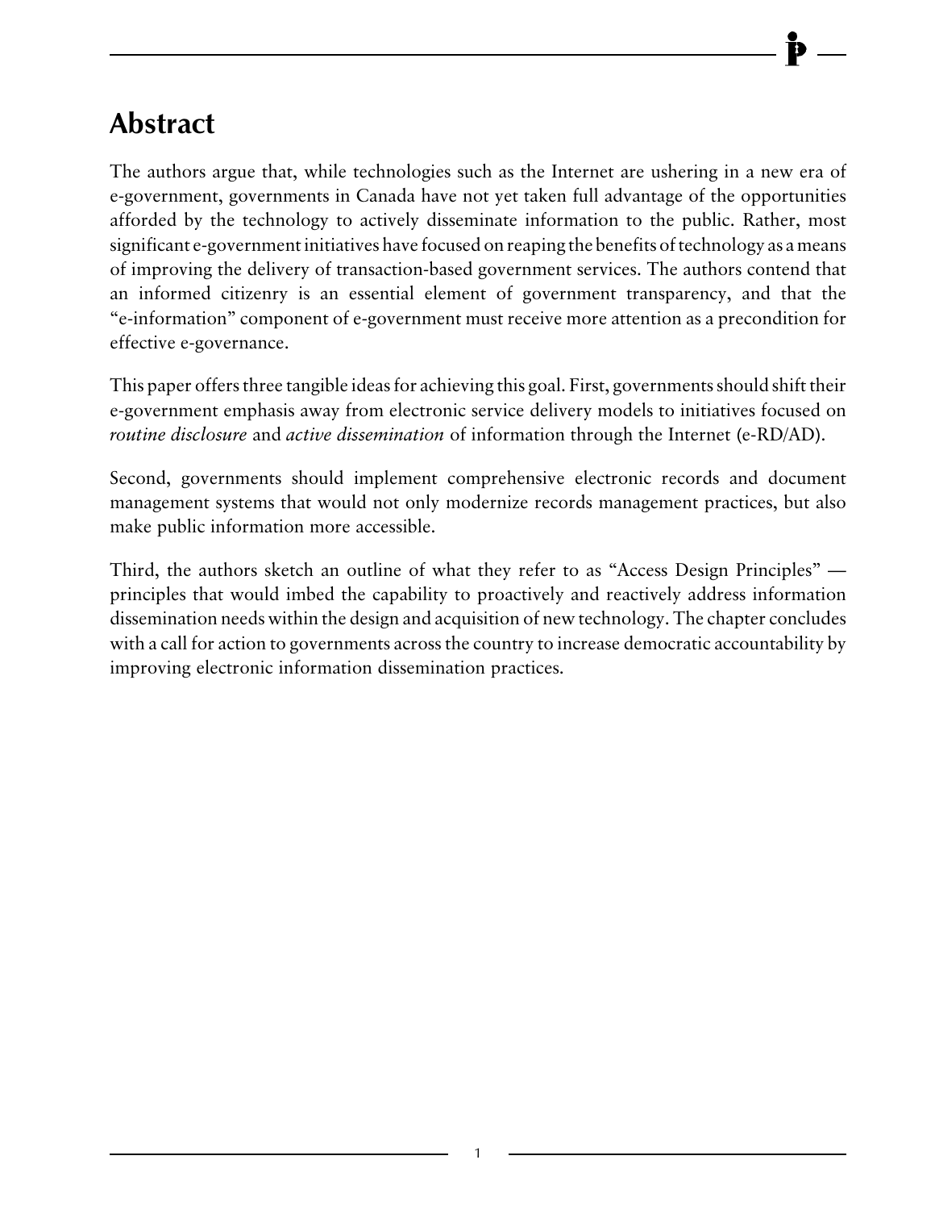# Abstract

The authors argue that, while technologies such as the Internet are ushering in a new era of e-government, governments in Canada have not yet taken full advantage of the opportunities afforded by the technology to actively disseminate information to the public. Rather, most significant e-government initiatives have focused on reaping the benefits of technology as a means of improving the delivery of transaction-based government services. The authors contend that an informed citizenry is an essential element of government transparency, and that the "e-information" component of e-government must receive more attention as a precondition for effective e-governance.

This paper offers three tangible ideas for achieving this goal. First, governments should shift their e-government emphasis away from electronic service delivery models to initiatives focused on *routine disclosure* and *active dissemination* of information through the Internet (e-RD/AD).

Second, governments should implement comprehensive electronic records and document management systems that would not only modernize records management practices, but also make public information more accessible.

Third, the authors sketch an outline of what they refer to as "Access Design Principles" — principles that would imbed the capability to proactively and reactively address information dissemination needs within the design and acquisition of new technology. The chapter concludes with a call for action to governments across the country to increase democratic accountability by improving electronic information dissemination practices.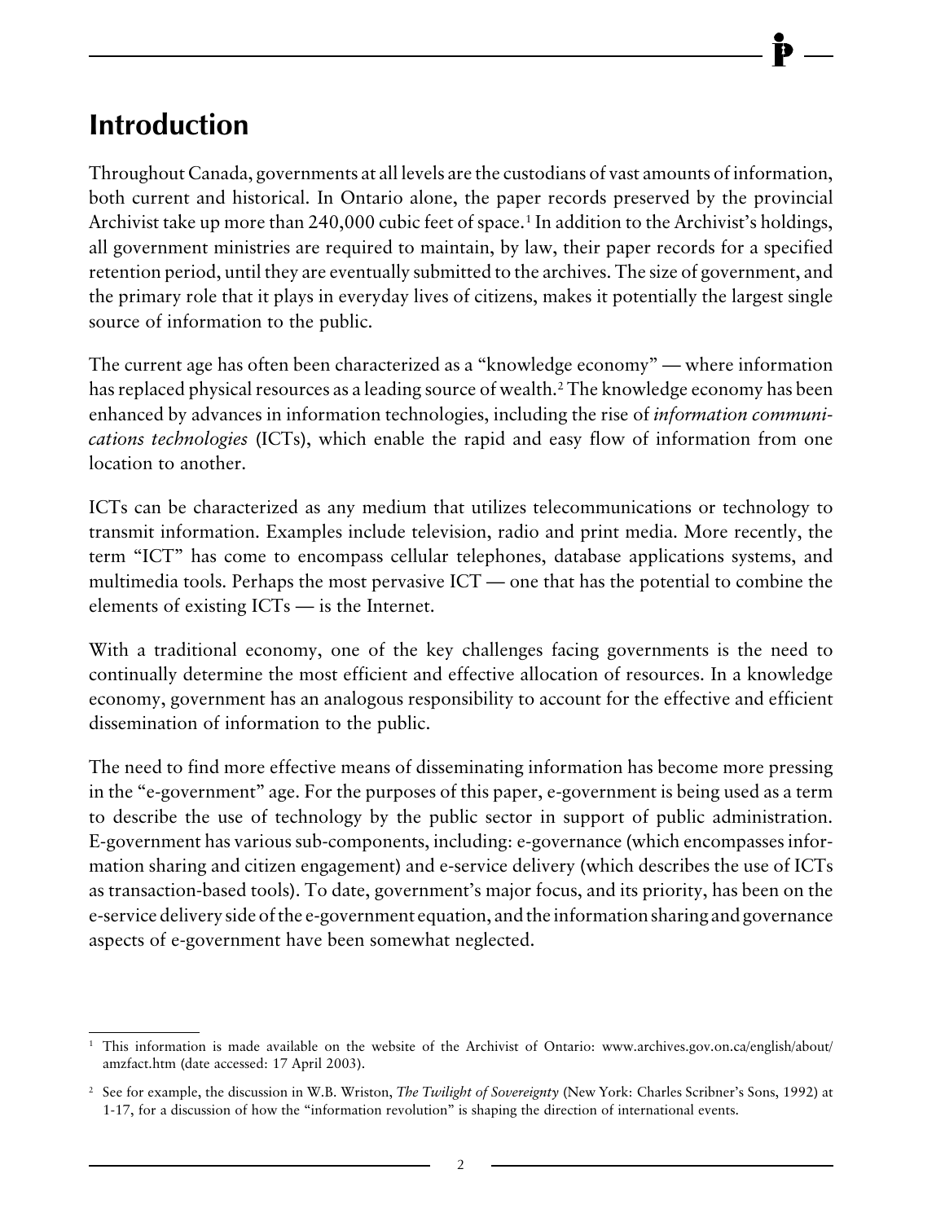# Introduction

Throughout Canada, governments at all levels are the custodians of vast amounts of information, both current and historical. In Ontario alone, the paper records preserved by the provincial Archivist take up more than 240,000 cubic feet of space.[1] In addition to the Archivist's holdings, all government ministries are required to maintain, by law, their paper records for a specified retention period, until they are eventually submitted to the archives. The size of government, and the primary role that it plays in everyday lives of citizens, makes it potentially the largest single source of information to the public.

The current age has often been characterized as a "knowledge economy" — where information has replaced physical resources as a leading source of wealth.[2] The knowledge economy has been enhanced by advances in information technologies, including the rise of *information communications technologies* (ICTs), which enable the rapid and easy flow of information from one location to another.

ICTs can be characterized as any medium that utilizes telecommunications or technology to transmit information. Examples include television, radio and print media. More recently, the term "ICT" has come to encompass cellular telephones, database applications systems, and multimedia tools. Perhaps the most pervasive ICT — one that has the potential to combine the elements of existing ICTs — is the Internet.

With a traditional economy, one of the key challenges facing governments is the need to continually determine the most efficient and effective allocation of resources. In a knowledge economy, government has an analogous responsibility to account for the effective and efficient dissemination of information to the public.

The need to find more effective means of disseminating information has become more pressing in the "e-government" age. For the purposes of this paper, e-government is being used as a term to describe the use of technology by the public sector in support of public administration. E-government has various sub-components, including: e-governance (which encompasses information sharing and citizen engagement) and e-service delivery (which describes the use of ICTs as transaction-based tools). To date, government's major focus, and its priority, has been on the e-service delivery side of the e-government equation, and the information sharing and governance aspects of e-government have been somewhat neglected.

---

[1] This information is made available on the website of the Archivist of Ontario: www.archives.gov.on.ca/english/about/amzfact.htm (date accessed: 17 April 2003).

[2] See for example, the discussion in W.B. Wriston, *The Twilight of Sovereignty* (New York: Charles Scribner's Sons, 1992) at 1-17, for a discussion of how the "information revolution" is shaping the direction of international events.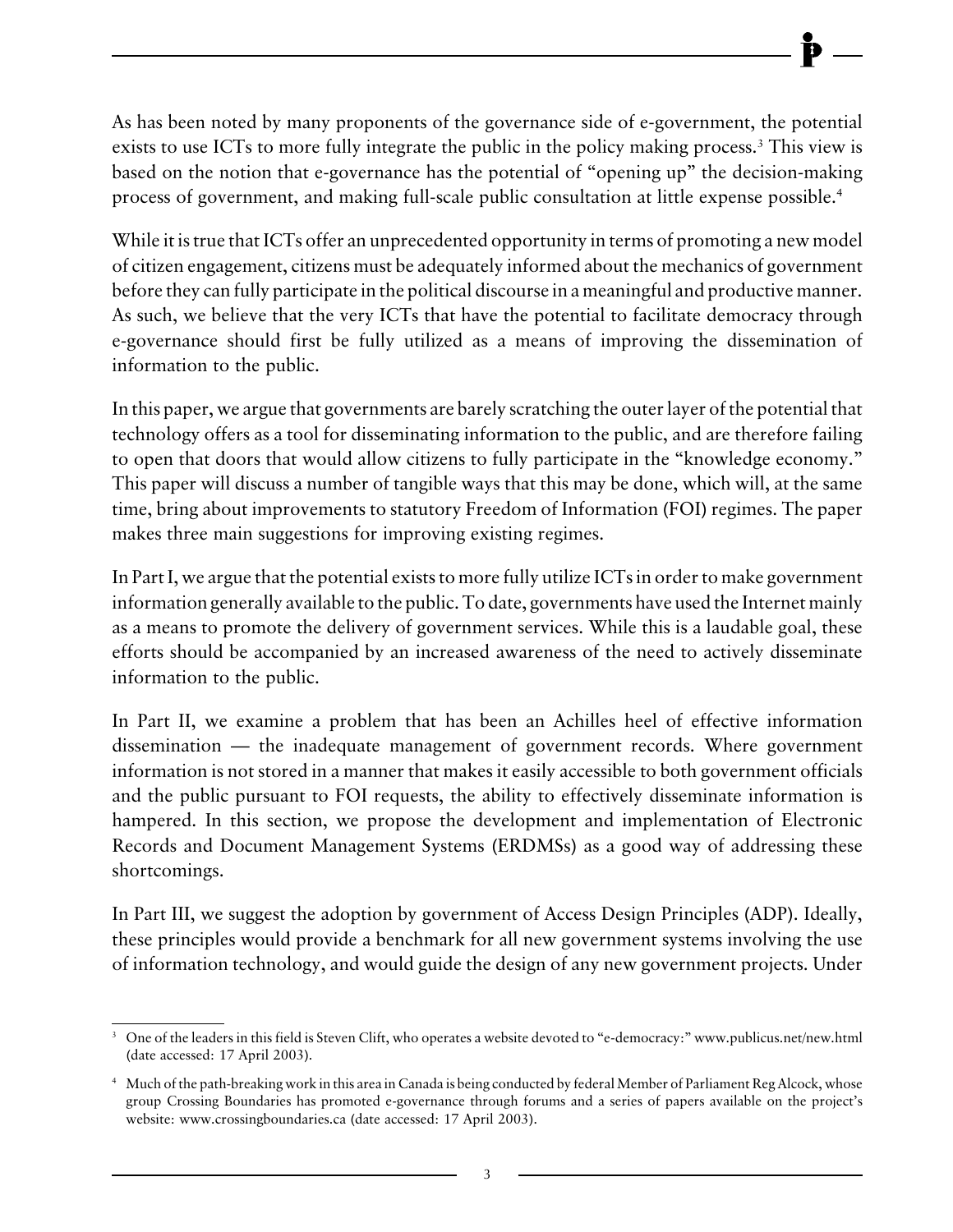As has been noted by many proponents of the governance side of e-government, the potential exists to use ICTs to more fully integrate the public in the policy making process.[3] This view is based on the notion that e-governance has the potential of "opening up" the decision-making process of government, and making full-scale public consultation at little expense possible.[4]

While it is true that ICTs offer an unprecedented opportunity in terms of promoting a new model of citizen engagement, citizens must be adequately informed about the mechanics of government before they can fully participate in the political discourse in a meaningful and productive manner. As such, we believe that the very ICTs that have the potential to facilitate democracy through e-governance should first be fully utilized as a means of improving the dissemination of information to the public.

In this paper, we argue that governments are barely scratching the outer layer of the potential that technology offers as a tool for disseminating information to the public, and are therefore failing to open that doors that would allow citizens to fully participate in the "knowledge economy." This paper will discuss a number of tangible ways that this may be done, which will, at the same time, bring about improvements to statutory Freedom of Information (FOI) regimes. The paper makes three main suggestions for improving existing regimes.

In Part I, we argue that the potential exists to more fully utilize ICTs in order to make government information generally available to the public. To date, governments have used the Internet mainly as a means to promote the delivery of government services. While this is a laudable goal, these efforts should be accompanied by an increased awareness of the need to actively disseminate information to the public.

In Part II, we examine a problem that has been an Achilles heel of effective information dissemination — the inadequate management of government records. Where government information is not stored in a manner that makes it easily accessible to both government officials and the public pursuant to FOI requests, the ability to effectively disseminate information is hampered. In this section, we propose the development and implementation of Electronic Records and Document Management Systems (ERDMSs) as a good way of addressing these shortcomings.

In Part III, we suggest the adoption by government of Access Design Principles (ADP). Ideally, these principles would provide a benchmark for all new government systems involving the use of information technology, and would guide the design of any new government projects. Under

---

[3] One of the leaders in this field is Steven Clift, who operates a website devoted to "e-democracy:" www.publicus.net/new.html (date accessed: 17 April 2003).

[4] Much of the path-breaking work in this area in Canada is being conducted by federal Member of Parliament Reg Alcock, whose group Crossing Boundaries has promoted e-governance through forums and a series of papers available on the project's website: www.crossingboundaries.ca (date accessed: 17 April 2003).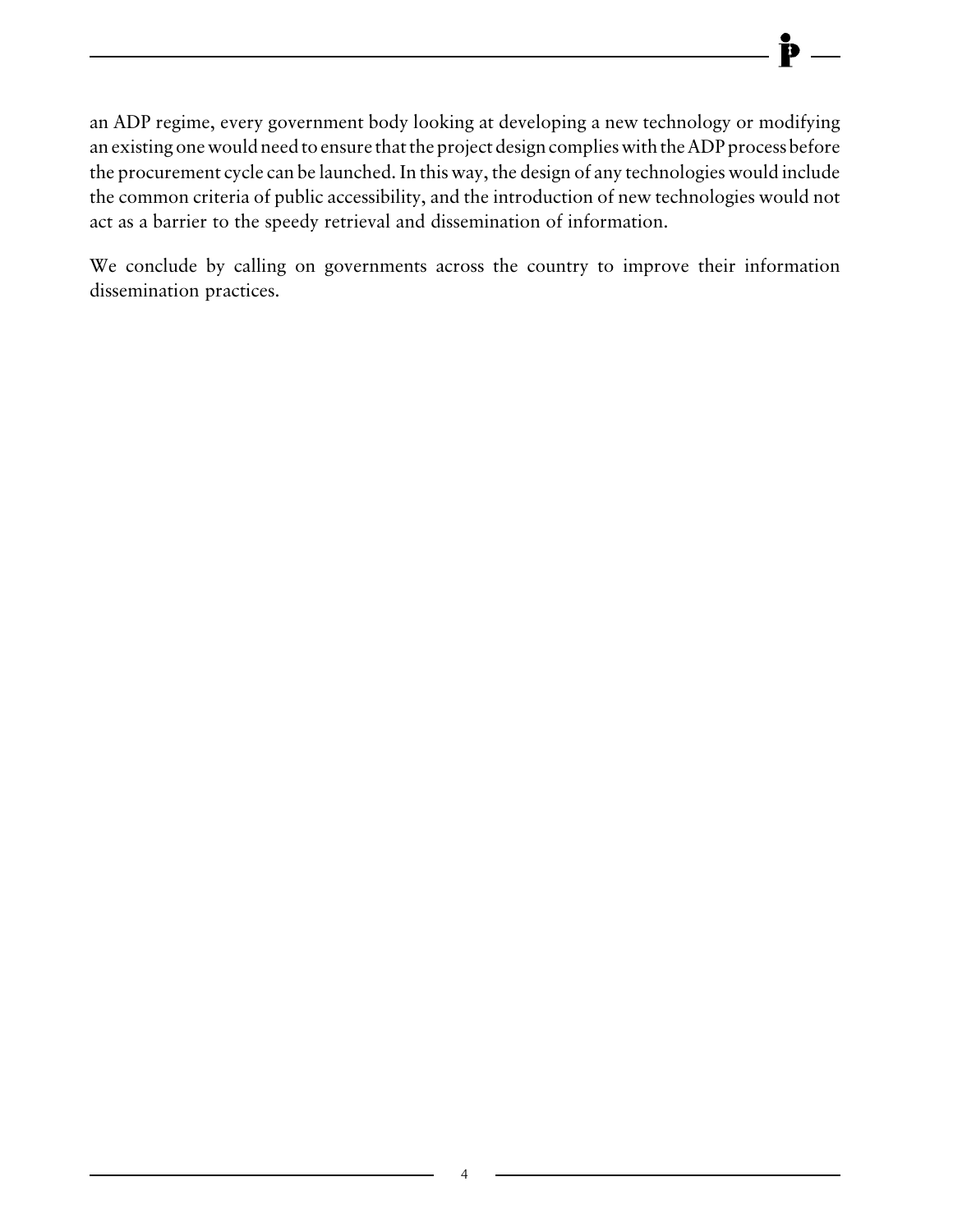an ADP regime, every government body looking at developing a new technology or modifying an existing one would need to ensure that the project design complies with the ADP process before the procurement cycle can be launched. In this way, the design of any technologies would include the common criteria of public accessibility, and the introduction of new technologies would not act as a barrier to the speedy retrieval and dissemination of information.

We conclude by calling on governments across the country to improve their information dissemination practices.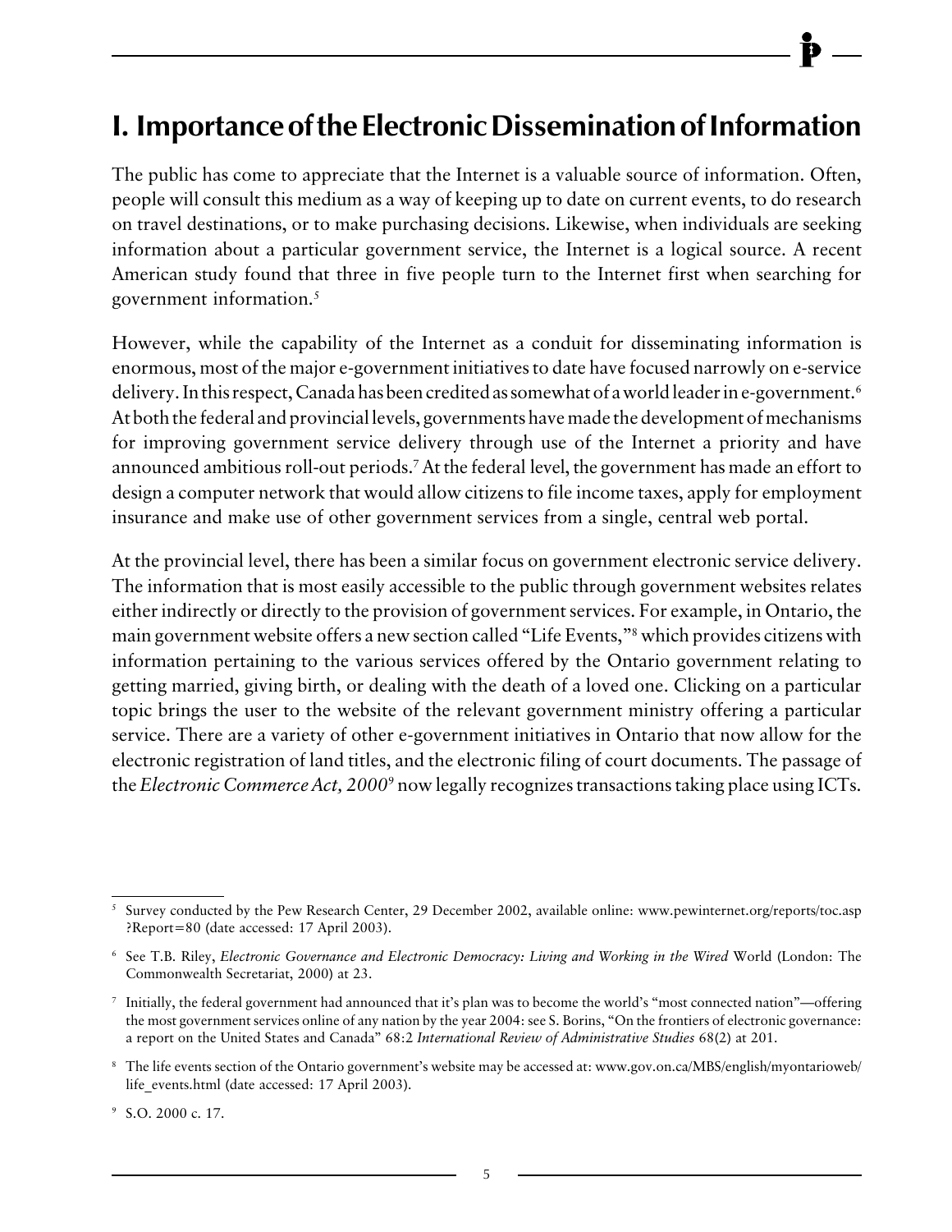# I. Importance of the Electronic Dissemination of Information

The public has come to appreciate that the Internet is a valuable source of information. Often, people will consult this medium as a way of keeping up to date on current events, to do research on travel destinations, or to make purchasing decisions. Likewise, when individuals are seeking information about a particular government service, the Internet is a logical source. A recent American study found that three in five people turn to the Internet first when searching for government information.[5]

However, while the capability of the Internet as a conduit for disseminating information is enormous, most of the major e-government initiatives to date have focused narrowly on e-service delivery. In this respect, Canada has been credited as somewhat of a world leader in e-government.[6] At both the federal and provincial levels, governments have made the development of mechanisms for improving government service delivery through use of the Internet a priority and have announced ambitious roll-out periods.[7] At the federal level, the government has made an effort to design a computer network that would allow citizens to file income taxes, apply for employment insurance and make use of other government services from a single, central web portal.

At the provincial level, there has been a similar focus on government electronic service delivery. The information that is most easily accessible to the public through government websites relates either indirectly or directly to the provision of government services. For example, in Ontario, the main government website offers a new section called "Life Events,"[8] which provides citizens with information pertaining to the various services offered by the Ontario government relating to getting married, giving birth, or dealing with the death of a loved one. Clicking on a particular topic brings the user to the website of the relevant government ministry offering a particular service. There are a variety of other e-government initiatives in Ontario that now allow for the electronic registration of land titles, and the electronic filing of court documents. The passage of the *Electronic Commerce Act, 2000*[9] now legally recognizes transactions taking place using ICTs.

---

[5] Survey conducted by the Pew Research Center, 29 December 2002, available online: www.pewinternet.org/reports/toc.asp?Report=80 (date accessed: 17 April 2003).

[6] See T.B. Riley, *Electronic Governance and Electronic Democracy: Living and Working in the Wired* World (London: The Commonwealth Secretariat, 2000) at 23.

[7] Initially, the federal government had announced that it's plan was to become the world's "most connected nation"—offering the most government services online of any nation by the year 2004: see S. Borins, "On the frontiers of electronic governance: a report on the United States and Canada" 68:2 *International Review of Administrative Studies* 68(2) at 201.

[8] The life events section of the Ontario government's website may be accessed at: www.gov.on.ca/MBS/english/myontarioweb/life_events.html (date accessed: 17 April 2003).

[9] S.O. 2000 c. 17.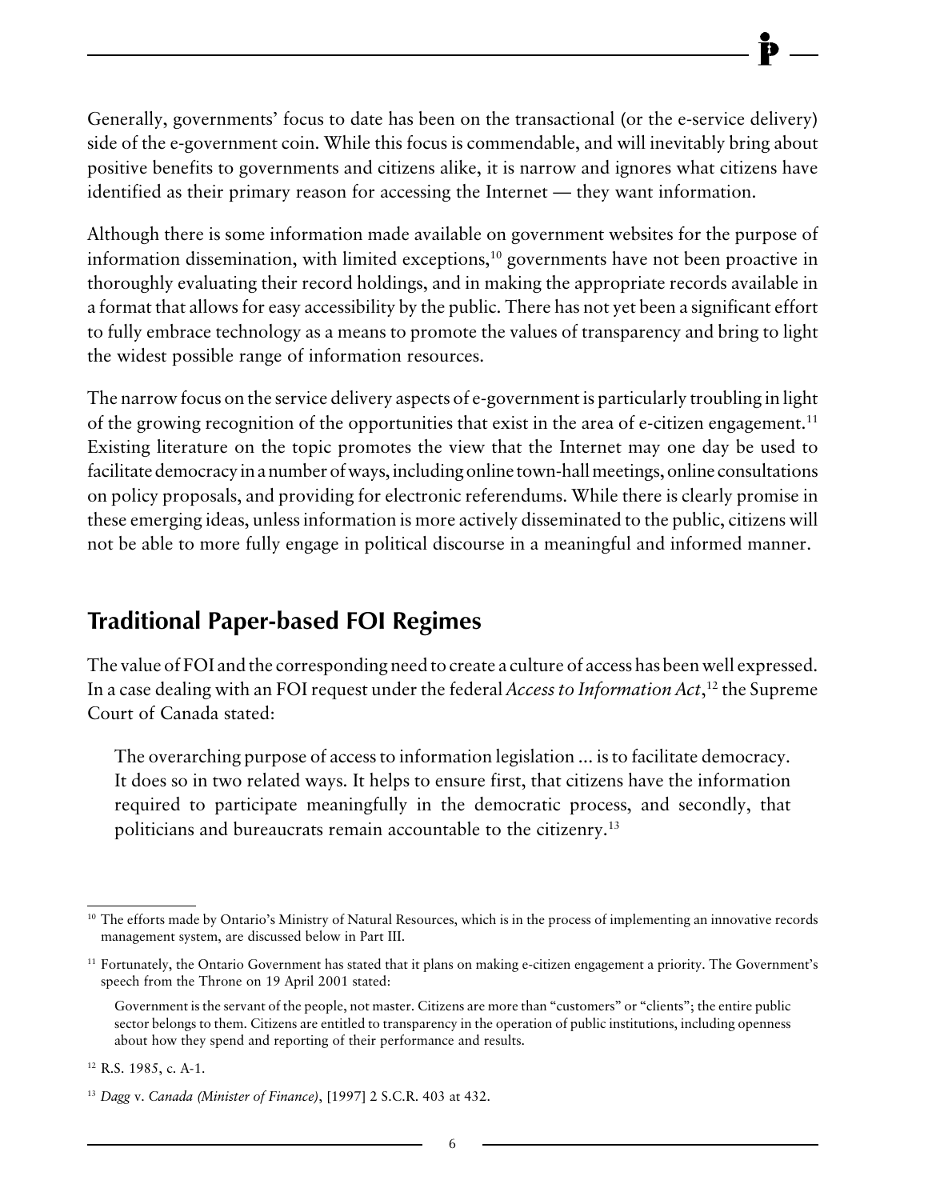Generally, governments' focus to date has been on the transactional (or the e-service delivery) side of the e-government coin. While this focus is commendable, and will inevitably bring about positive benefits to governments and citizens alike, it is narrow and ignores what citizens have identified as their primary reason for accessing the Internet — they want information.

Although there is some information made available on government websites for the purpose of information dissemination, with limited exceptions,[10] governments have not been proactive in thoroughly evaluating their record holdings, and in making the appropriate records available in a format that allows for easy accessibility by the public. There has not yet been a significant effort to fully embrace technology as a means to promote the values of transparency and bring to light the widest possible range of information resources.

The narrow focus on the service delivery aspects of e-government is particularly troubling in light of the growing recognition of the opportunities that exist in the area of e-citizen engagement.[11] Existing literature on the topic promotes the view that the Internet may one day be used to facilitate democracy in a number of ways, including online town-hall meetings, online consultations on policy proposals, and providing for electronic referendums. While there is clearly promise in these emerging ideas, unless information is more actively disseminated to the public, citizens will not be able to more fully engage in political discourse in a meaningful and informed manner.

## Traditional Paper-based FOI Regimes

The value of FOI and the corresponding need to create a culture of access has been well expressed. In a case dealing with an FOI request under the federal *Access to Information Act*,[12] the Supreme Court of Canada stated:

> The overarching purpose of access to information legislation ... is to facilitate democracy. It does so in two related ways. It helps to ensure first, that citizens have the information required to participate meaningfully in the democratic process, and secondly, that politicians and bureaucrats remain accountable to the citizenry.[13]

---

[10] The efforts made by Ontario's Ministry of Natural Resources, which is in the process of implementing an innovative records management system, are discussed below in Part III.

[11] Fortunately, the Ontario Government has stated that it plans on making e-citizen engagement a priority. The Government's speech from the Throne on 19 April 2001 stated:

> Government is the servant of the people, not master. Citizens are more than "customers" or "clients"; the entire public sector belongs to them. Citizens are entitled to transparency in the operation of public institutions, including openness about how they spend and reporting of their performance and results.

[12] R.S. 1985, c. A-1.

[13] *Dagg* v. *Canada (Minister of Finance)*, [1997] 2 S.C.R. 403 at 432.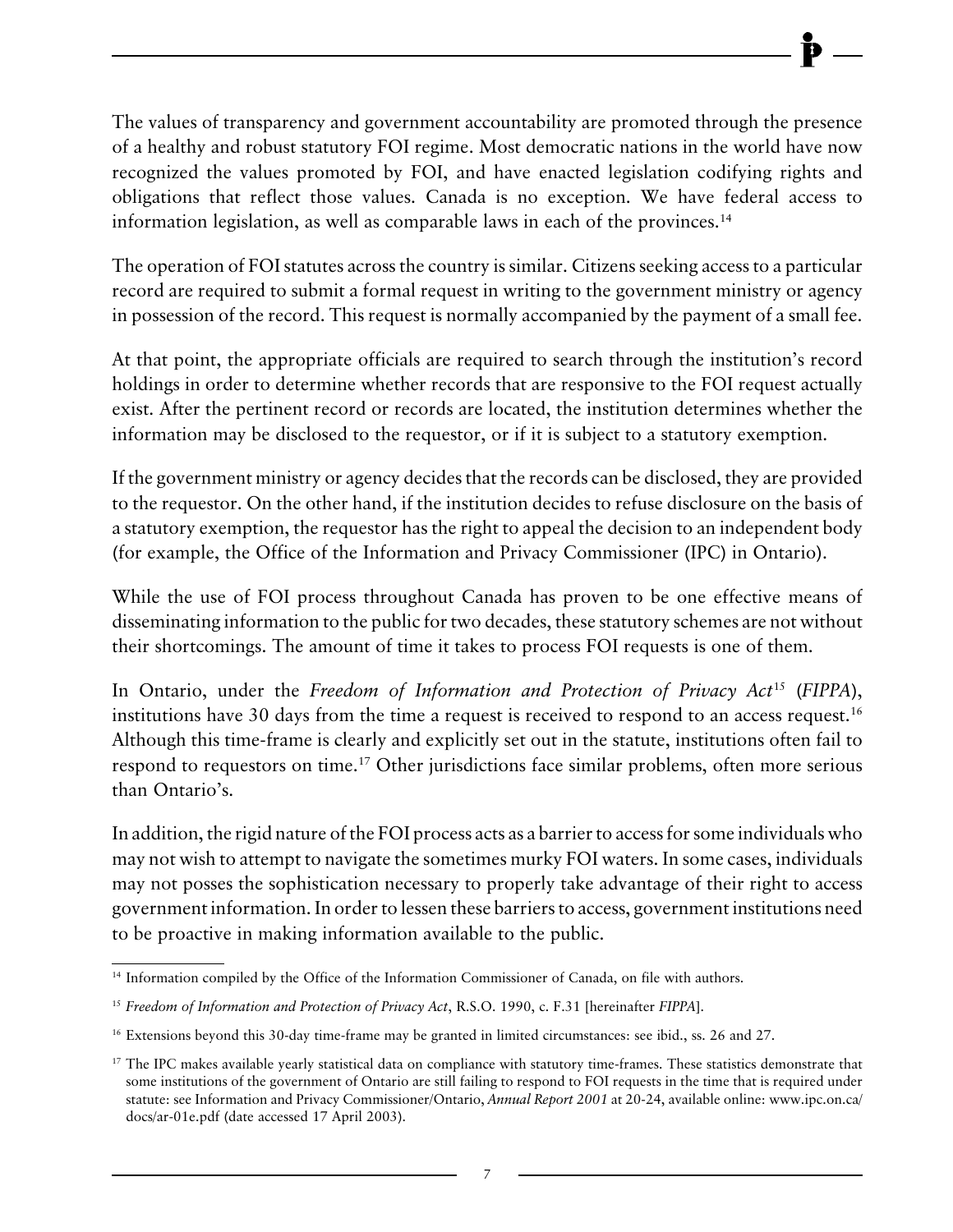The values of transparency and government accountability are promoted through the presence of a healthy and robust statutory FOI regime. Most democratic nations in the world have now recognized the values promoted by FOI, and have enacted legislation codifying rights and obligations that reflect those values. Canada is no exception. We have federal access to information legislation, as well as comparable laws in each of the provinces.[14]

The operation of FOI statutes across the country is similar. Citizens seeking access to a particular record are required to submit a formal request in writing to the government ministry or agency in possession of the record. This request is normally accompanied by the payment of a small fee.

At that point, the appropriate officials are required to search through the institution's record holdings in order to determine whether records that are responsive to the FOI request actually exist. After the pertinent record or records are located, the institution determines whether the information may be disclosed to the requestor, or if it is subject to a statutory exemption.

If the government ministry or agency decides that the records can be disclosed, they are provided to the requestor. On the other hand, if the institution decides to refuse disclosure on the basis of a statutory exemption, the requestor has the right to appeal the decision to an independent body (for example, the Office of the Information and Privacy Commissioner (IPC) in Ontario).

While the use of FOI process throughout Canada has proven to be one effective means of disseminating information to the public for two decades, these statutory schemes are not without their shortcomings. The amount of time it takes to process FOI requests is one of them.

In Ontario, under the *Freedom of Information and Protection of Privacy Act*[15] (*FIPPA*), institutions have 30 days from the time a request is received to respond to an access request.[16] Although this time-frame is clearly and explicitly set out in the statute, institutions often fail to respond to requestors on time.[17] Other jurisdictions face similar problems, often more serious than Ontario's.

In addition, the rigid nature of the FOI process acts as a barrier to access for some individuals who may not wish to attempt to navigate the sometimes murky FOI waters. In some cases, individuals may not posses the sophistication necessary to properly take advantage of their right to access government information. In order to lessen these barriers to access, government institutions need to be proactive in making information available to the public.

---

[14] Information compiled by the Office of the Information Commissioner of Canada, on file with authors.

[15] *Freedom of Information and Protection of Privacy Act*, R.S.O. 1990, c. F.31 [hereinafter *FIPPA*].

[16] Extensions beyond this 30-day time-frame may be granted in limited circumstances: see ibid., ss. 26 and 27.

[17] The IPC makes available yearly statistical data on compliance with statutory time-frames. These statistics demonstrate that some institutions of the government of Ontario are still failing to respond to FOI requests in the time that is required under statute: see Information and Privacy Commissioner/Ontario, *Annual Report 2001* at 20-24, available online: www.ipc.on.ca/docs/ar-01e.pdf (date accessed 17 April 2003).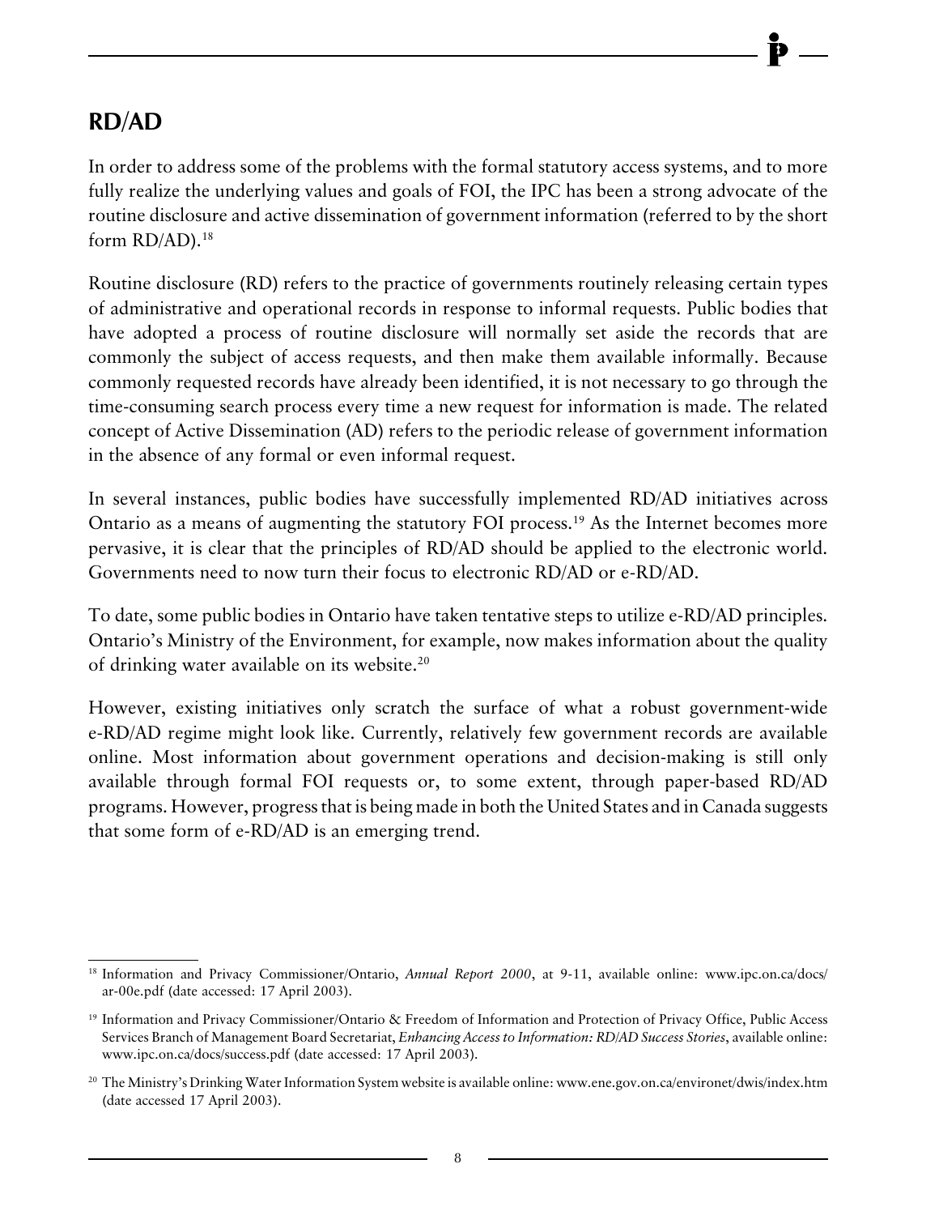## RD/AD

In order to address some of the problems with the formal statutory access systems, and to more fully realize the underlying values and goals of FOI, the IPC has been a strong advocate of the routine disclosure and active dissemination of government information (referred to by the short form RD/AD).[18]

Routine disclosure (RD) refers to the practice of governments routinely releasing certain types of administrative and operational records in response to informal requests. Public bodies that have adopted a process of routine disclosure will normally set aside the records that are commonly the subject of access requests, and then make them available informally. Because commonly requested records have already been identified, it is not necessary to go through the time-consuming search process every time a new request for information is made. The related concept of Active Dissemination (AD) refers to the periodic release of government information in the absence of any formal or even informal request.

In several instances, public bodies have successfully implemented RD/AD initiatives across Ontario as a means of augmenting the statutory FOI process.[19] As the Internet becomes more pervasive, it is clear that the principles of RD/AD should be applied to the electronic world. Governments need to now turn their focus to electronic RD/AD or e-RD/AD.

To date, some public bodies in Ontario have taken tentative steps to utilize e-RD/AD principles. Ontario's Ministry of the Environment, for example, now makes information about the quality of drinking water available on its website.[20]

However, existing initiatives only scratch the surface of what a robust government-wide e-RD/AD regime might look like. Currently, relatively few government records are available online. Most information about government operations and decision-making is still only available through formal FOI requests or, to some extent, through paper-based RD/AD programs. However, progress that is being made in both the United States and in Canada suggests that some form of e-RD/AD is an emerging trend.

---

[18] Information and Privacy Commissioner/Ontario, *Annual Report 2000*, at 9-11, available online: www.ipc.on.ca/docs/ar-00e.pdf (date accessed: 17 April 2003).

[19] Information and Privacy Commissioner/Ontario & Freedom of Information and Protection of Privacy Office, Public Access Services Branch of Management Board Secretariat, *Enhancing Access to Information: RD/AD Success Stories*, available online: www.ipc.on.ca/docs/success.pdf (date accessed: 17 April 2003).

[20] The Ministry's Drinking Water Information System website is available online: www.ene.gov.on.ca/environet/dwis/index.htm (date accessed 17 April 2003).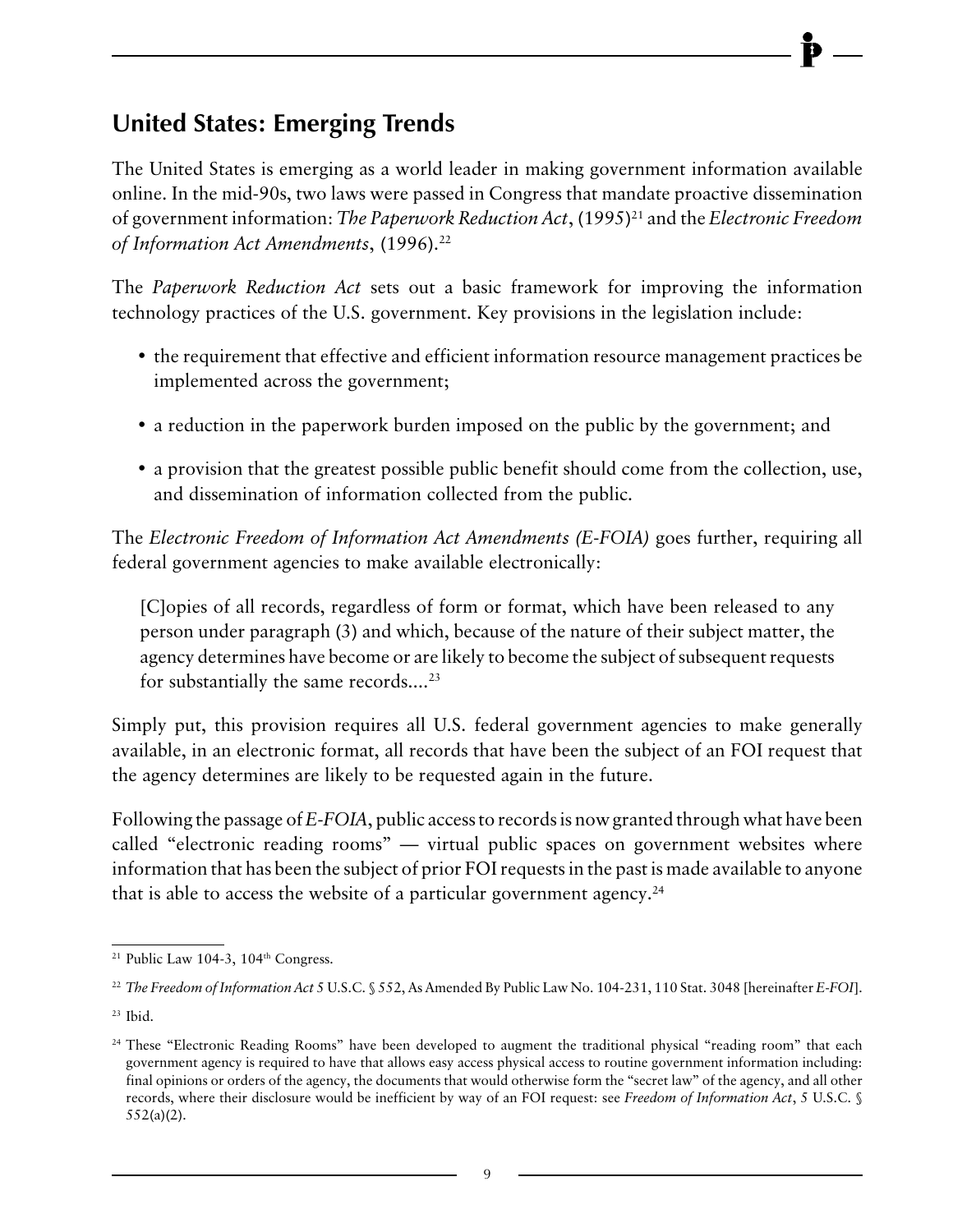## United States: Emerging Trends

The United States is emerging as a world leader in making government information available online. In the mid-90s, two laws were passed in Congress that mandate proactive dissemination of government information: *The Paperwork Reduction Act*, (1995)[21] and the *Electronic Freedom of Information Act Amendments*, (1996).[22]

The *Paperwork Reduction Act* sets out a basic framework for improving the information technology practices of the U.S. government. Key provisions in the legislation include:

- the requirement that effective and efficient information resource management practices be implemented across the government;
- a reduction in the paperwork burden imposed on the public by the government; and
- a provision that the greatest possible public benefit should come from the collection, use, and dissemination of information collected from the public.

The *Electronic Freedom of Information Act Amendments (E-FOIA)* goes further, requiring all federal government agencies to make available electronically:

> [C]opies of all records, regardless of form or format, which have been released to any person under paragraph (3) and which, because of the nature of their subject matter, the agency determines have become or are likely to become the subject of subsequent requests for substantially the same records....[23]

Simply put, this provision requires all U.S. federal government agencies to make generally available, in an electronic format, all records that have been the subject of an FOI request that the agency determines are likely to be requested again in the future.

Following the passage of *E-FOIA*, public access to records is now granted through what have been called "electronic reading rooms" — virtual public spaces on government websites where information that has been the subject of prior FOI requests in the past is made available to anyone that is able to access the website of a particular government agency.[24]

---

[21] Public Law 104-3, 104th Congress.

[22] *The Freedom of Information Act* 5 U.S.C. § 552, As Amended By Public Law No. 104-231, 110 Stat. 3048 [hereinafter *E-FOI*].

[23] Ibid.

[24] These "Electronic Reading Rooms" have been developed to augment the traditional physical "reading room" that each government agency is required to have that allows easy access physical access to routine government information including: final opinions or orders of the agency, the documents that would otherwise form the "secret law" of the agency, and all other records, where their disclosure would be inefficient by way of an FOI request: see *Freedom of Information Act*, 5 U.S.C. § 552(a)(2).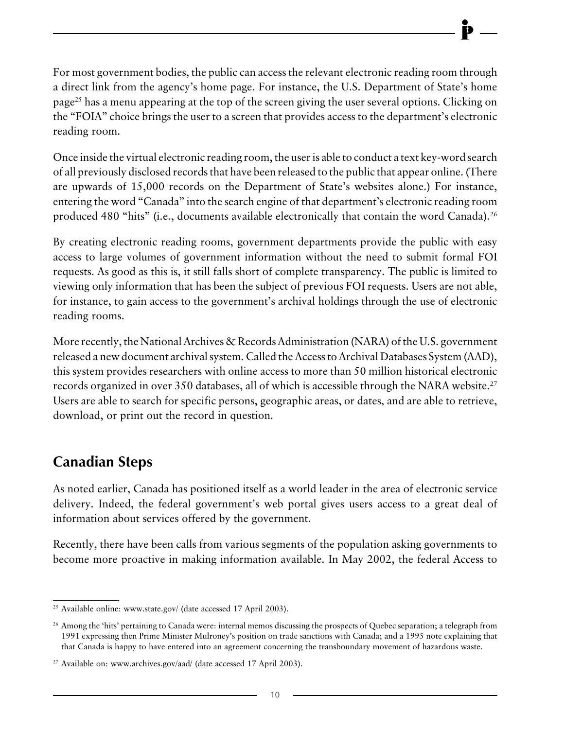For most government bodies, the public can access the relevant electronic reading room through a direct link from the agency's home page. For instance, the U.S. Department of State's home page[25] has a menu appearing at the top of the screen giving the user several options. Clicking on the "FOIA" choice brings the user to a screen that provides access to the department's electronic reading room.

Once inside the virtual electronic reading room, the user is able to conduct a text key-word search of all previously disclosed records that have been released to the public that appear online. (There are upwards of 15,000 records on the Department of State's websites alone.) For instance, entering the word "Canada" into the search engine of that department's electronic reading room produced 480 "hits" (i.e., documents available electronically that contain the word Canada).[26]

By creating electronic reading rooms, government departments provide the public with easy access to large volumes of government information without the need to submit formal FOI requests. As good as this is, it still falls short of complete transparency. The public is limited to viewing only information that has been the subject of previous FOI requests. Users are not able, for instance, to gain access to the government's archival holdings through the use of electronic reading rooms.

More recently, the National Archives & Records Administration (NARA) of the U.S. government released a new document archival system. Called the Access to Archival Databases System (AAD), this system provides researchers with online access to more than 50 million historical electronic records organized in over 350 databases, all of which is accessible through the NARA website.[27] Users are able to search for specific persons, geographic areas, or dates, and are able to retrieve, download, or print out the record in question.

## Canadian Steps

As noted earlier, Canada has positioned itself as a world leader in the area of electronic service delivery. Indeed, the federal government's web portal gives users access to a great deal of information about services offered by the government.

Recently, there have been calls from various segments of the population asking governments to become more proactive in making information available. In May 2002, the federal Access to

---

[25] Available online: www.state.gov/ (date accessed 17 April 2003).

[26] Among the 'hits' pertaining to Canada were: internal memos discussing the prospects of Quebec separation; a telegraph from 1991 expressing then Prime Minister Mulroney's position on trade sanctions with Canada; and a 1995 note explaining that that Canada is happy to have entered into an agreement concerning the transboundary movement of hazardous waste.

[27] Available on: www.archives.gov/aad/ (date accessed 17 April 2003).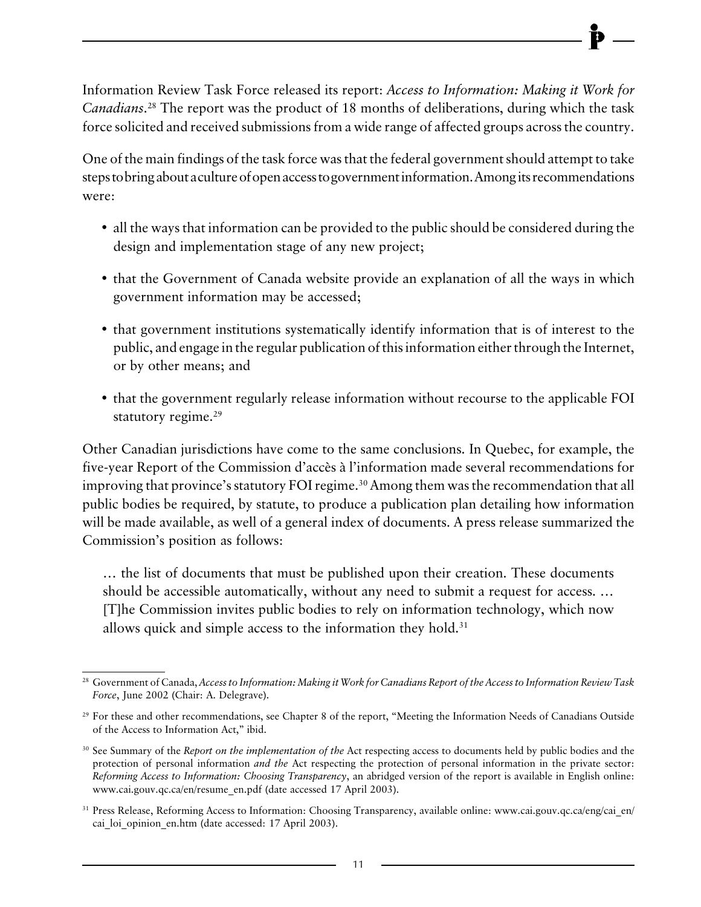Information Review Task Force released its report: *Access to Information: Making it Work for Canadians*.[28] The report was the product of 18 months of deliberations, during which the task force solicited and received submissions from a wide range of affected groups across the country.

One of the main findings of the task force was that the federal government should attempt to take steps to bring about a culture of open access to government information. Among its recommendations were:

- all the ways that information can be provided to the public should be considered during the design and implementation stage of any new project;
- that the Government of Canada website provide an explanation of all the ways in which government information may be accessed;
- that government institutions systematically identify information that is of interest to the public, and engage in the regular publication of this information either through the Internet, or by other means; and
- that the government regularly release information without recourse to the applicable FOI statutory regime.[29]

Other Canadian jurisdictions have come to the same conclusions. In Quebec, for example, the five-year Report of the Commission d'accès à l'information made several recommendations for improving that province's statutory FOI regime.[30] Among them was the recommendation that all public bodies be required, by statute, to produce a publication plan detailing how information will be made available, as well of a general index of documents. A press release summarized the Commission's position as follows:

> … the list of documents that must be published upon their creation. These documents should be accessible automatically, without any need to submit a request for access. … [T]he Commission invites public bodies to rely on information technology, which now allows quick and simple access to the information they hold.[31]

---

[28] Government of Canada, *Access to Information: Making it Work for Canadians Report of the Access to Information Review Task Force*, June 2002 (Chair: A. Delegrave).

[29] For these and other recommendations, see Chapter 8 of the report, "Meeting the Information Needs of Canadians Outside of the Access to Information Act," ibid.

[30] See Summary of the *Report on the implementation of the* Act respecting access to documents held by public bodies and the protection of personal information *and the* Act respecting the protection of personal information in the private sector: *Reforming Access to Information: Choosing Transparency*, an abridged version of the report is available in English online: www.cai.gouv.qc.ca/en/resume_en.pdf (date accessed 17 April 2003).

[31] Press Release, Reforming Access to Information: Choosing Transparency, available online: www.cai.gouv.qc.ca/eng/cai_en/cai_loi_opinion_en.htm (date accessed: 17 April 2003).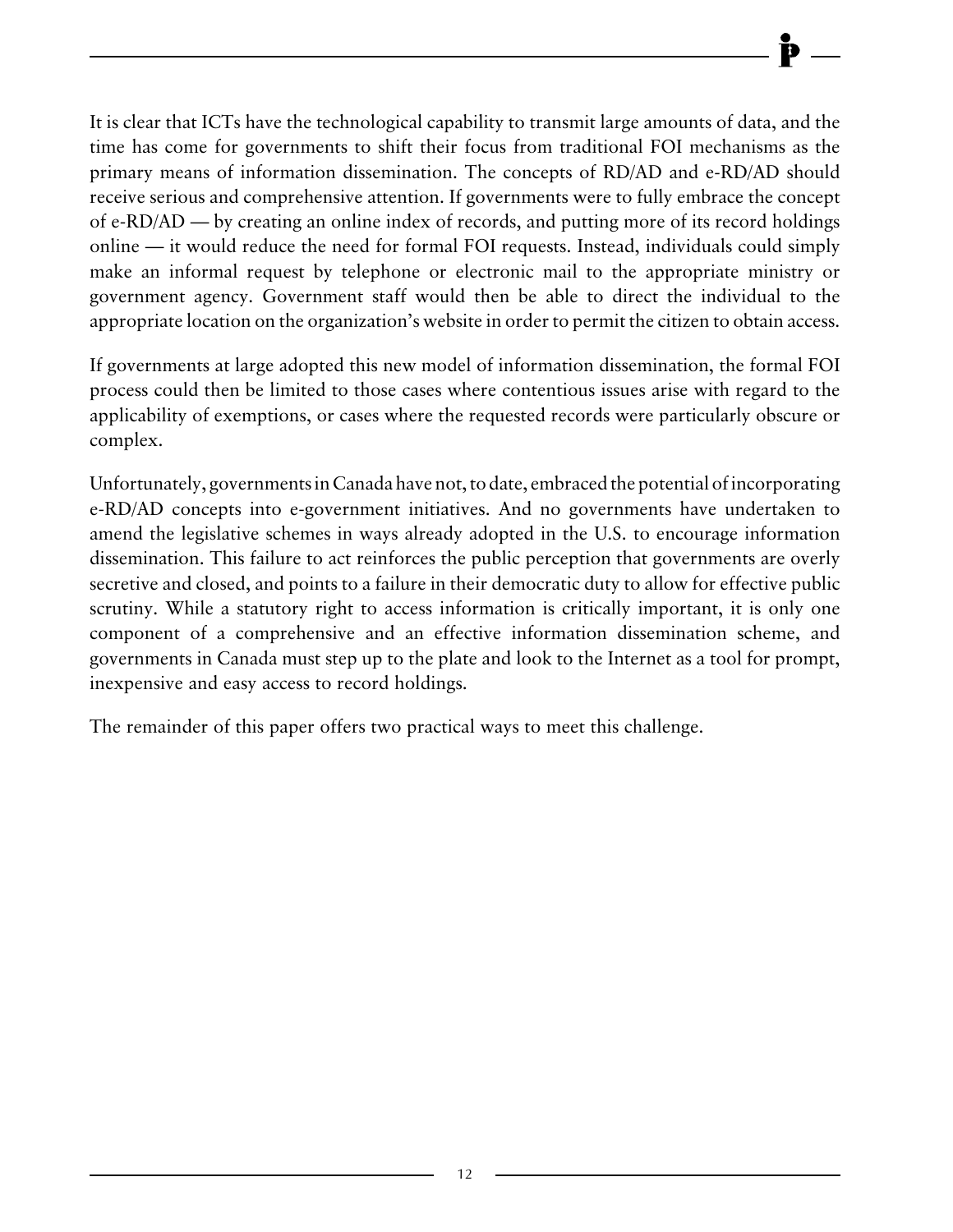It is clear that ICTs have the technological capability to transmit large amounts of data, and the time has come for governments to shift their focus from traditional FOI mechanisms as the primary means of information dissemination. The concepts of RD/AD and e-RD/AD should receive serious and comprehensive attention. If governments were to fully embrace the concept of e-RD/AD — by creating an online index of records, and putting more of its record holdings online — it would reduce the need for formal FOI requests. Instead, individuals could simply make an informal request by telephone or electronic mail to the appropriate ministry or government agency. Government staff would then be able to direct the individual to the appropriate location on the organization's website in order to permit the citizen to obtain access.

If governments at large adopted this new model of information dissemination, the formal FOI process could then be limited to those cases where contentious issues arise with regard to the applicability of exemptions, or cases where the requested records were particularly obscure or complex.

Unfortunately, governments in Canada have not, to date, embraced the potential of incorporating e-RD/AD concepts into e-government initiatives. And no governments have undertaken to amend the legislative schemes in ways already adopted in the U.S. to encourage information dissemination. This failure to act reinforces the public perception that governments are overly secretive and closed, and points to a failure in their democratic duty to allow for effective public scrutiny. While a statutory right to access information is critically important, it is only one component of a comprehensive and an effective information dissemination scheme, and governments in Canada must step up to the plate and look to the Internet as a tool for prompt, inexpensive and easy access to record holdings.

The remainder of this paper offers two practical ways to meet this challenge.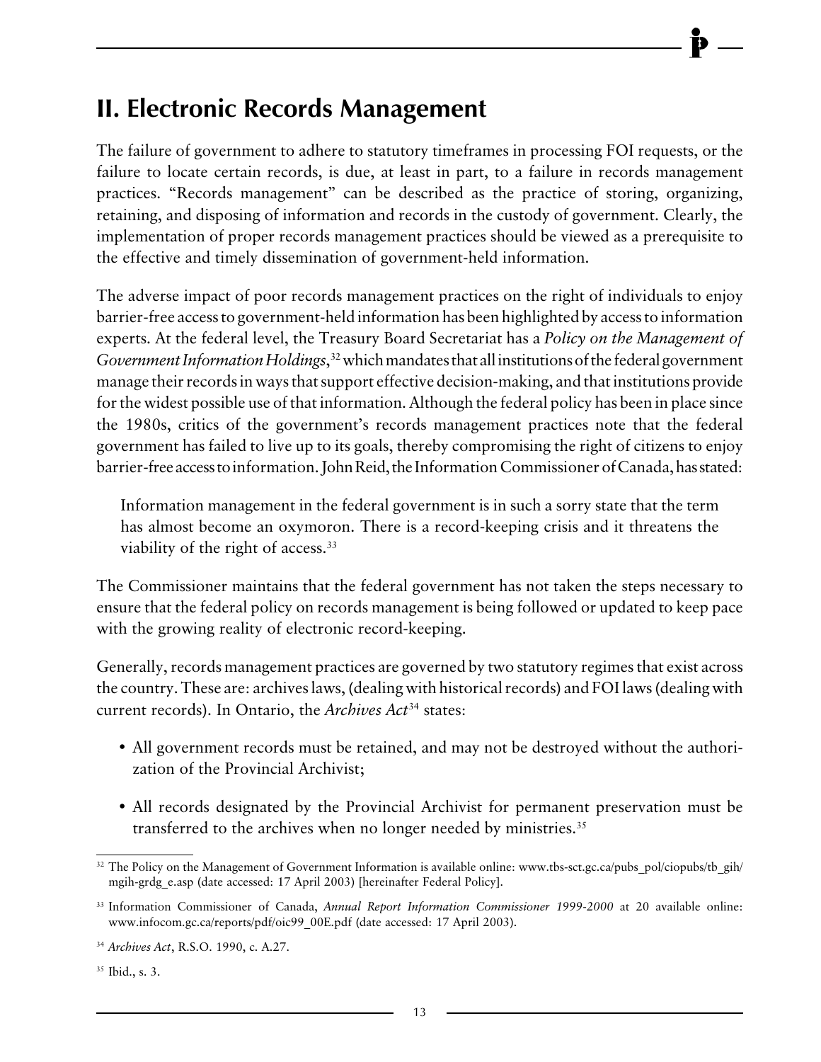## II. Electronic Records Management

The failure of government to adhere to statutory timeframes in processing FOI requests, or the failure to locate certain records, is due, at least in part, to a failure in records management practices. "Records management" can be described as the practice of storing, organizing, retaining, and disposing of information and records in the custody of government. Clearly, the implementation of proper records management practices should be viewed as a prerequisite to the effective and timely dissemination of government-held information.

The adverse impact of poor records management practices on the right of individuals to enjoy barrier-free access to government-held information has been highlighted by access to information experts. At the federal level, the Treasury Board Secretariat has a *Policy on the Management of Government Information Holdings*,[32] which mandates that all institutions of the federal government manage their records in ways that support effective decision-making, and that institutions provide for the widest possible use of that information. Although the federal policy has been in place since the 1980s, critics of the government's records management practices note that the federal government has failed to live up to its goals, thereby compromising the right of citizens to enjoy barrier-free access to information. John Reid, the Information Commissioner of Canada, has stated:

> Information management in the federal government is in such a sorry state that the term has almost become an oxymoron. There is a record-keeping crisis and it threatens the viability of the right of access.[33]

The Commissioner maintains that the federal government has not taken the steps necessary to ensure that the federal policy on records management is being followed or updated to keep pace with the growing reality of electronic record-keeping.

Generally, records management practices are governed by two statutory regimes that exist across the country. These are: archives laws, (dealing with historical records) and FOI laws (dealing with current records). In Ontario, the *Archives Act*[34] states:

- All government records must be retained, and may not be destroyed without the authorization of the Provincial Archivist;
- All records designated by the Provincial Archivist for permanent preservation must be transferred to the archives when no longer needed by ministries.[35]

---

[32] The Policy on the Management of Government Information is available online: www.tbs-sct.gc.ca/pubs_pol/ciopubs/tb_gih/mgih-grdg_e.asp (date accessed: 17 April 2003) [hereinafter Federal Policy].

[33] Information Commissioner of Canada, *Annual Report Information Commissioner 1999-2000* at 20 available online: www.infocom.gc.ca/reports/pdf/oic99_00E.pdf (date accessed: 17 April 2003).

[34] *Archives Act*, R.S.O. 1990, c. A.27.

[35] Ibid., s. 3.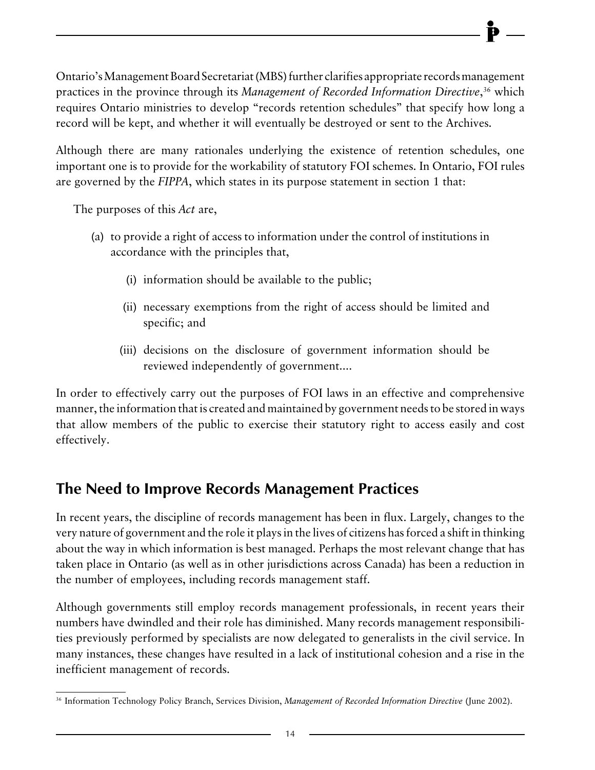Ontario's Management Board Secretariat (MBS) further clarifies appropriate records management practices in the province through its *Management of Recorded Information Directive*,[36] which requires Ontario ministries to develop "records retention schedules" that specify how long a record will be kept, and whether it will eventually be destroyed or sent to the Archives.

Although there are many rationales underlying the existence of retention schedules, one important one is to provide for the workability of statutory FOI schemes. In Ontario, FOI rules are governed by the *FIPPA*, which states in its purpose statement in section 1 that:

> The purposes of this *Act* are,
>
> (a) to provide a right of access to information under the control of institutions in accordance with the principles that,
>
> (i) information should be available to the public;
>
> (ii) necessary exemptions from the right of access should be limited and specific; and
>
> (iii) decisions on the disclosure of government information should be reviewed independently of government....

In order to effectively carry out the purposes of FOI laws in an effective and comprehensive manner, the information that is created and maintained by government needs to be stored in ways that allow members of the public to exercise their statutory right to access easily and cost effectively.

## The Need to Improve Records Management Practices

In recent years, the discipline of records management has been in flux. Largely, changes to the very nature of government and the role it plays in the lives of citizens has forced a shift in thinking about the way in which information is best managed. Perhaps the most relevant change that has taken place in Ontario (as well as in other jurisdictions across Canada) has been a reduction in the number of employees, including records management staff.

Although governments still employ records management professionals, in recent years their numbers have dwindled and their role has diminished. Many records management responsibilities previously performed by specialists are now delegated to generalists in the civil service. In many instances, these changes have resulted in a lack of institutional cohesion and a rise in the inefficient management of records.

---

[36] Information Technology Policy Branch, Services Division, *Management of Recorded Information Directive* (June 2002).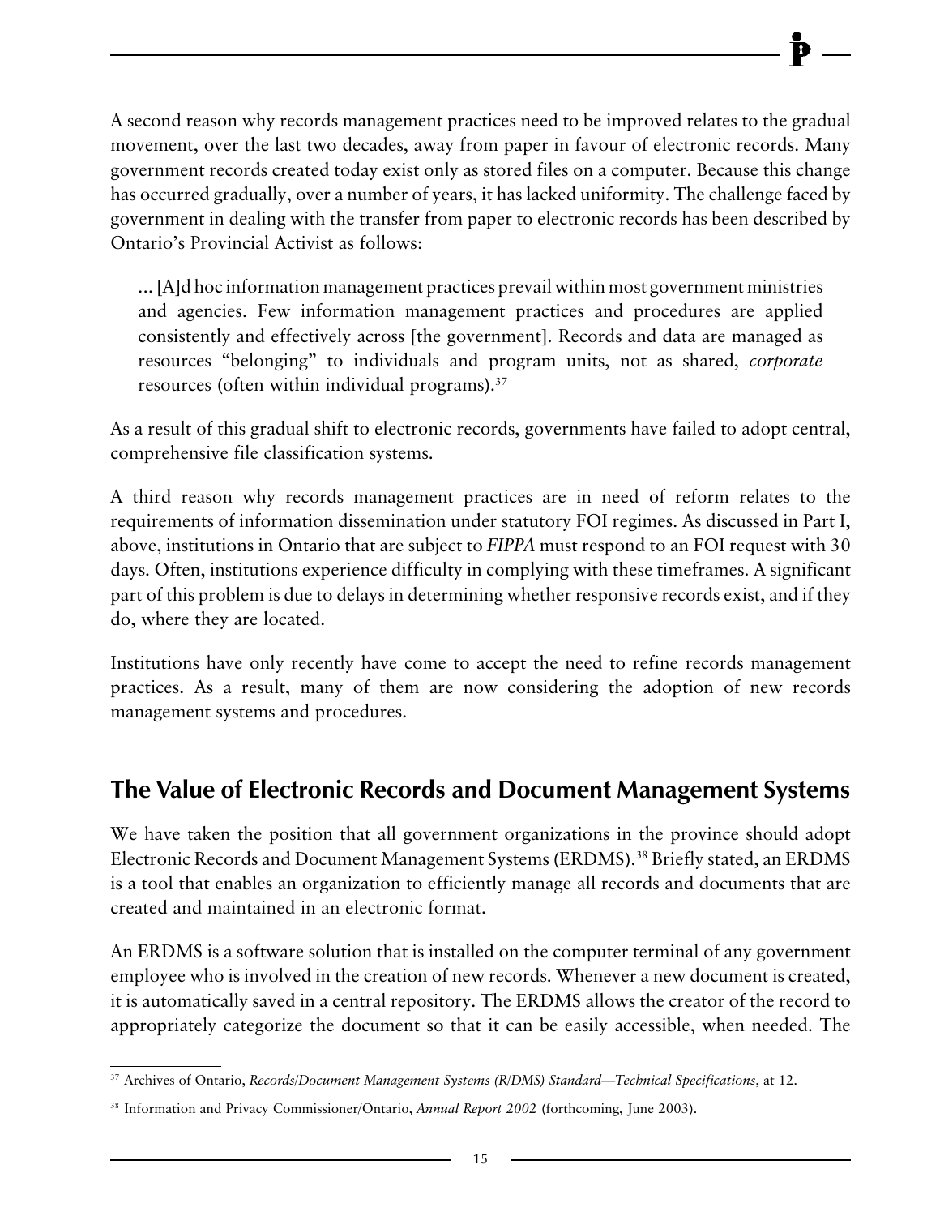A second reason why records management practices need to be improved relates to the gradual movement, over the last two decades, away from paper in favour of electronic records. Many government records created today exist only as stored files on a computer. Because this change has occurred gradually, over a number of years, it has lacked uniformity. The challenge faced by government in dealing with the transfer from paper to electronic records has been described by Ontario's Provincial Activist as follows:

> ... [A]d hoc information management practices prevail within most government ministries and agencies. Few information management practices and procedures are applied consistently and effectively across [the government]. Records and data are managed as resources "belonging" to individuals and program units, not as shared, *corporate* resources (often within individual programs).[37]

As a result of this gradual shift to electronic records, governments have failed to adopt central, comprehensive file classification systems.

A third reason why records management practices are in need of reform relates to the requirements of information dissemination under statutory FOI regimes. As discussed in Part I, above, institutions in Ontario that are subject to *FIPPA* must respond to an FOI request with 30 days. Often, institutions experience difficulty in complying with these timeframes. A significant part of this problem is due to delays in determining whether responsive records exist, and if they do, where they are located.

Institutions have only recently have come to accept the need to refine records management practices. As a result, many of them are now considering the adoption of new records management systems and procedures.

## The Value of Electronic Records and Document Management Systems

We have taken the position that all government organizations in the province should adopt Electronic Records and Document Management Systems (ERDMS).[38] Briefly stated, an ERDMS is a tool that enables an organization to efficiently manage all records and documents that are created and maintained in an electronic format.

An ERDMS is a software solution that is installed on the computer terminal of any government employee who is involved in the creation of new records. Whenever a new document is created, it is automatically saved in a central repository. The ERDMS allows the creator of the record to appropriately categorize the document so that it can be easily accessible, when needed. The

---

[37] Archives of Ontario, *Records/Document Management Systems (R/DMS) Standard—Technical Specifications*, at 12.

[38] Information and Privacy Commissioner/Ontario, *Annual Report 2002* (forthcoming, June 2003).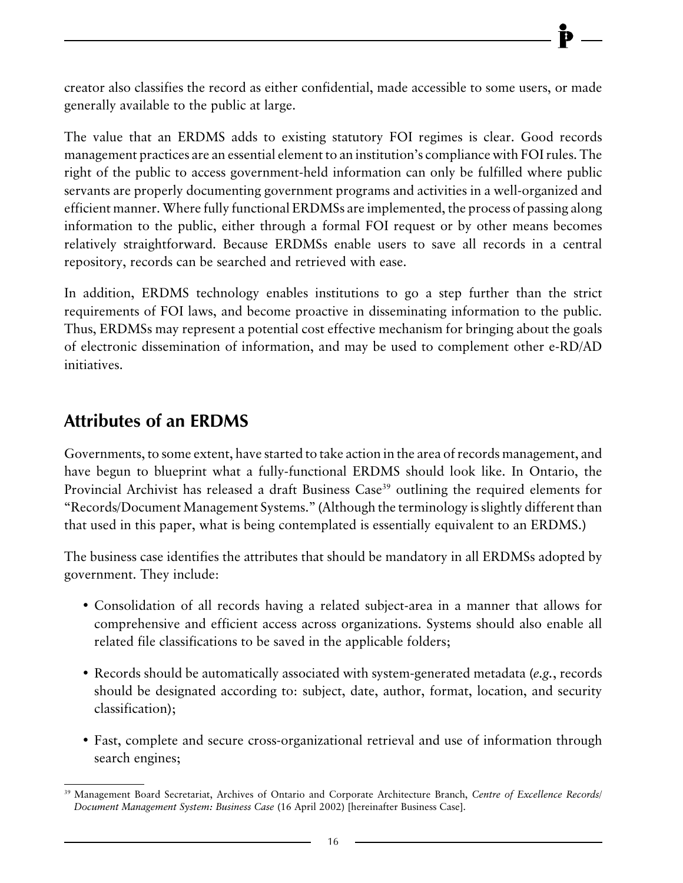creator also classifies the record as either confidential, made accessible to some users, or made generally available to the public at large.

The value that an ERDMS adds to existing statutory FOI regimes is clear. Good records management practices are an essential element to an institution's compliance with FOI rules. The right of the public to access government-held information can only be fulfilled where public servants are properly documenting government programs and activities in a well-organized and efficient manner. Where fully functional ERDMSs are implemented, the process of passing along information to the public, either through a formal FOI request or by other means becomes relatively straightforward. Because ERDMSs enable users to save all records in a central repository, records can be searched and retrieved with ease.

In addition, ERDMS technology enables institutions to go a step further than the strict requirements of FOI laws, and become proactive in disseminating information to the public. Thus, ERDMSs may represent a potential cost effective mechanism for bringing about the goals of electronic dissemination of information, and may be used to complement other e-RD/AD initiatives.

## Attributes of an ERDMS

Governments, to some extent, have started to take action in the area of records management, and have begun to blueprint what a fully-functional ERDMS should look like. In Ontario, the Provincial Archivist has released a draft Business Case[39] outlining the required elements for "Records/Document Management Systems." (Although the terminology is slightly different than that used in this paper, what is being contemplated is essentially equivalent to an ERDMS.)

The business case identifies the attributes that should be mandatory in all ERDMSs adopted by government. They include:

- Consolidation of all records having a related subject-area in a manner that allows for comprehensive and efficient access across organizations. Systems should also enable all related file classifications to be saved in the applicable folders;
- Records should be automatically associated with system-generated metadata (*e.g.*, records should be designated according to: subject, date, author, format, location, and security classification);
- Fast, complete and secure cross-organizational retrieval and use of information through search engines;

[39] Management Board Secretariat, Archives of Ontario and Corporate Architecture Branch, *Centre of Excellence Records/Document Management System: Business Case* (16 April 2002) [hereinafter Business Case].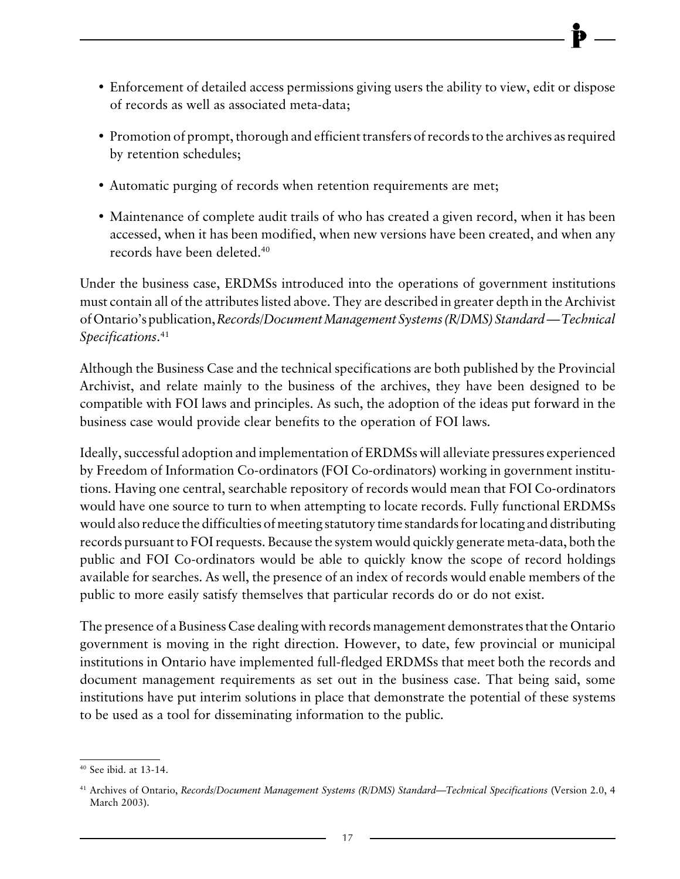- Enforcement of detailed access permissions giving users the ability to view, edit or dispose of records as well as associated meta-data;
- Promotion of prompt, thorough and efficient transfers of records to the archives as required by retention schedules;
- Automatic purging of records when retention requirements are met;
- Maintenance of complete audit trails of who has created a given record, when it has been accessed, when it has been modified, when new versions have been created, and when any records have been deleted.[40]

Under the business case, ERDMSs introduced into the operations of government institutions must contain all of the attributes listed above. They are described in greater depth in the Archivist of Ontario's publication, *Records/Document Management Systems (R/DMS) Standard — Technical Specifications*.[41]

Although the Business Case and the technical specifications are both published by the Provincial Archivist, and relate mainly to the business of the archives, they have been designed to be compatible with FOI laws and principles. As such, the adoption of the ideas put forward in the business case would provide clear benefits to the operation of FOI laws.

Ideally, successful adoption and implementation of ERDMSs will alleviate pressures experienced by Freedom of Information Co-ordinators (FOI Co-ordinators) working in government institutions. Having one central, searchable repository of records would mean that FOI Co-ordinators would have one source to turn to when attempting to locate records. Fully functional ERDMSs would also reduce the difficulties of meeting statutory time standards for locating and distributing records pursuant to FOI requests. Because the system would quickly generate meta-data, both the public and FOI Co-ordinators would be able to quickly know the scope of record holdings available for searches. As well, the presence of an index of records would enable members of the public to more easily satisfy themselves that particular records do or do not exist.

The presence of a Business Case dealing with records management demonstrates that the Ontario government is moving in the right direction. However, to date, few provincial or municipal institutions in Ontario have implemented full-fledged ERDMSs that meet both the records and document management requirements as set out in the business case. That being said, some institutions have put interim solutions in place that demonstrate the potential of these systems to be used as a tool for disseminating information to the public.

---

[40] See ibid. at 13-14.

[41] Archives of Ontario, *Records/Document Management Systems (R/DMS) Standard—Technical Specifications* (Version 2.0, 4 March 2003).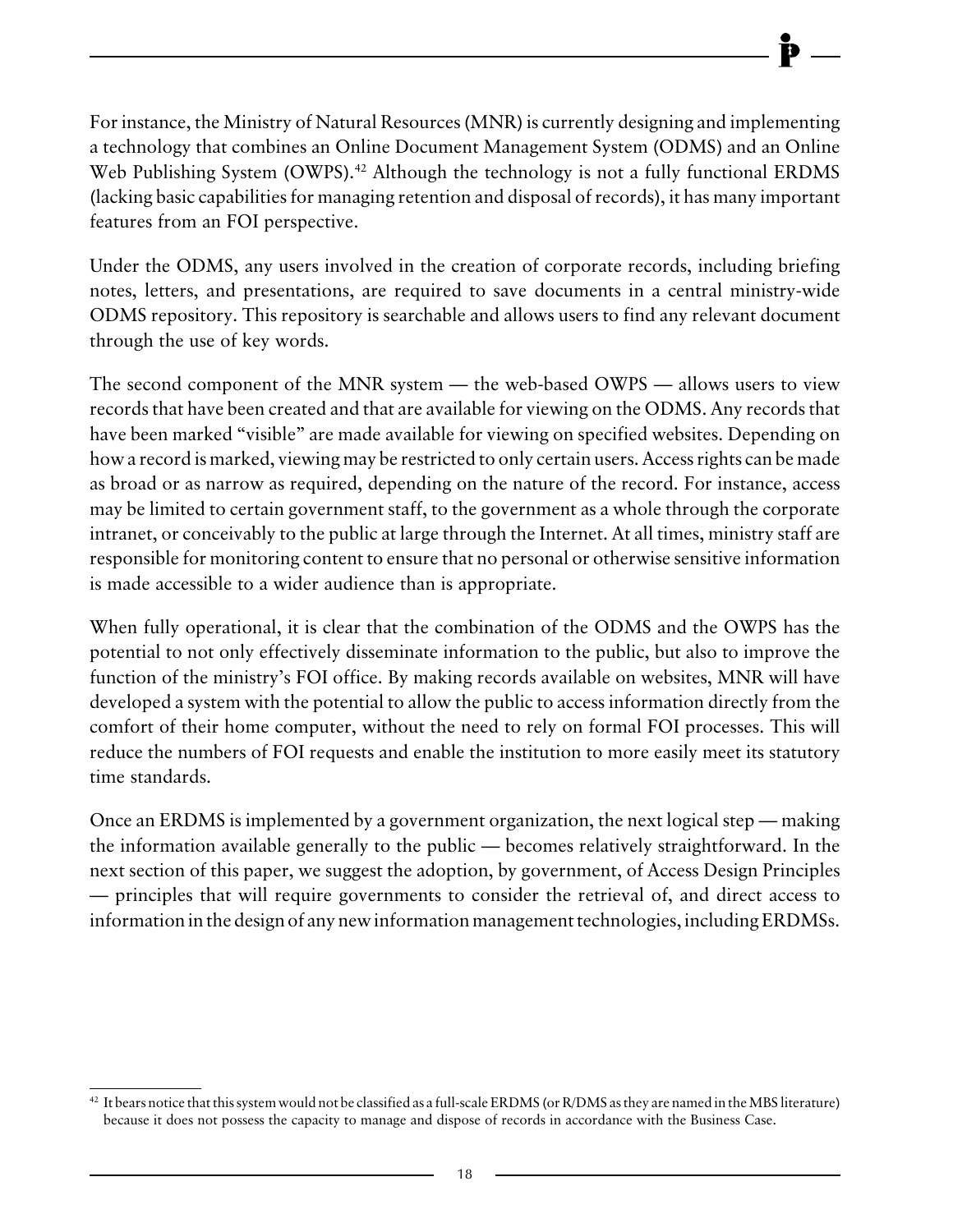For instance, the Ministry of Natural Resources (MNR) is currently designing and implementing a technology that combines an Online Document Management System (ODMS) and an Online Web Publishing System (OWPS).[42] Although the technology is not a fully functional ERDMS (lacking basic capabilities for managing retention and disposal of records), it has many important features from an FOI perspective.

Under the ODMS, any users involved in the creation of corporate records, including briefing notes, letters, and presentations, are required to save documents in a central ministry-wide ODMS repository. This repository is searchable and allows users to find any relevant document through the use of key words.

The second component of the MNR system — the web-based OWPS — allows users to view records that have been created and that are available for viewing on the ODMS. Any records that have been marked "visible" are made available for viewing on specified websites. Depending on how a record is marked, viewing may be restricted to only certain users. Access rights can be made as broad or as narrow as required, depending on the nature of the record. For instance, access may be limited to certain government staff, to the government as a whole through the corporate intranet, or conceivably to the public at large through the Internet. At all times, ministry staff are responsible for monitoring content to ensure that no personal or otherwise sensitive information is made accessible to a wider audience than is appropriate.

When fully operational, it is clear that the combination of the ODMS and the OWPS has the potential to not only effectively disseminate information to the public, but also to improve the function of the ministry's FOI office. By making records available on websites, MNR will have developed a system with the potential to allow the public to access information directly from the comfort of their home computer, without the need to rely on formal FOI processes. This will reduce the numbers of FOI requests and enable the institution to more easily meet its statutory time standards.

Once an ERDMS is implemented by a government organization, the next logical step — making the information available generally to the public — becomes relatively straightforward. In the next section of this paper, we suggest the adoption, by government, of Access Design Principles — principles that will require governments to consider the retrieval of, and direct access to information in the design of any new information management technologies, including ERDMSs.

---

[42] It bears notice that this system would not be classified as a full-scale ERDMS (or R/DMS as they are named in the MBS literature) because it does not possess the capacity to manage and dispose of records in accordance with the Business Case.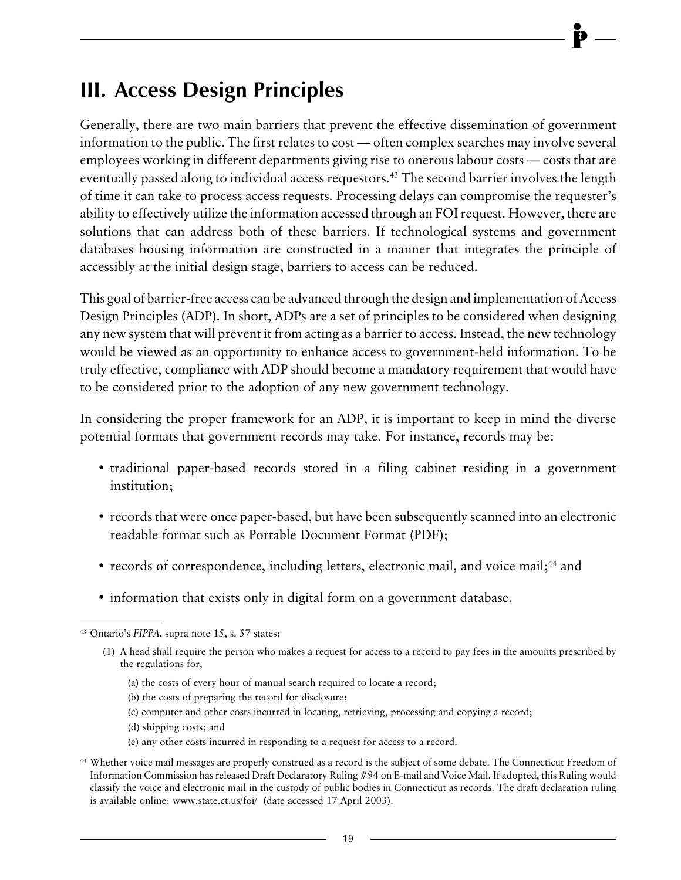## III. Access Design Principles

Generally, there are two main barriers that prevent the effective dissemination of government information to the public. The first relates to cost — often complex searches may involve several employees working in different departments giving rise to onerous labour costs — costs that are eventually passed along to individual access requestors.[43] The second barrier involves the length of time it can take to process access requests. Processing delays can compromise the requester's ability to effectively utilize the information accessed through an FOI request. However, there are solutions that can address both of these barriers. If technological systems and government databases housing information are constructed in a manner that integrates the principle of accessibly at the initial design stage, barriers to access can be reduced.

This goal of barrier-free access can be advanced through the design and implementation of Access Design Principles (ADP). In short, ADPs are a set of principles to be considered when designing any new system that will prevent it from acting as a barrier to access. Instead, the new technology would be viewed as an opportunity to enhance access to government-held information. To be truly effective, compliance with ADP should become a mandatory requirement that would have to be considered prior to the adoption of any new government technology.

In considering the proper framework for an ADP, it is important to keep in mind the diverse potential formats that government records may take. For instance, records may be:

- traditional paper-based records stored in a filing cabinet residing in a government institution;
- records that were once paper-based, but have been subsequently scanned into an electronic readable format such as Portable Document Format (PDF);
- records of correspondence, including letters, electronic mail, and voice mail;[44] and
- information that exists only in digital form on a government database.

---

[43] Ontario's *FIPPA*, supra note 15, s. 57 states:

(1) A head shall require the person who makes a request for access to a record to pay fees in the amounts prescribed by the regulations for,

(a) the costs of every hour of manual search required to locate a record;

(b) the costs of preparing the record for disclosure;

(c) computer and other costs incurred in locating, retrieving, processing and copying a record;

(d) shipping costs; and

(e) any other costs incurred in responding to a request for access to a record.

[44] Whether voice mail messages are properly construed as a record is the subject of some debate. The Connecticut Freedom of Information Commission has released Draft Declaratory Ruling #94 on E-mail and Voice Mail. If adopted, this Ruling would classify the voice and electronic mail in the custody of public bodies in Connecticut as records. The draft declaration ruling is available online: www.state.ct.us/foi/ (date accessed 17 April 2003).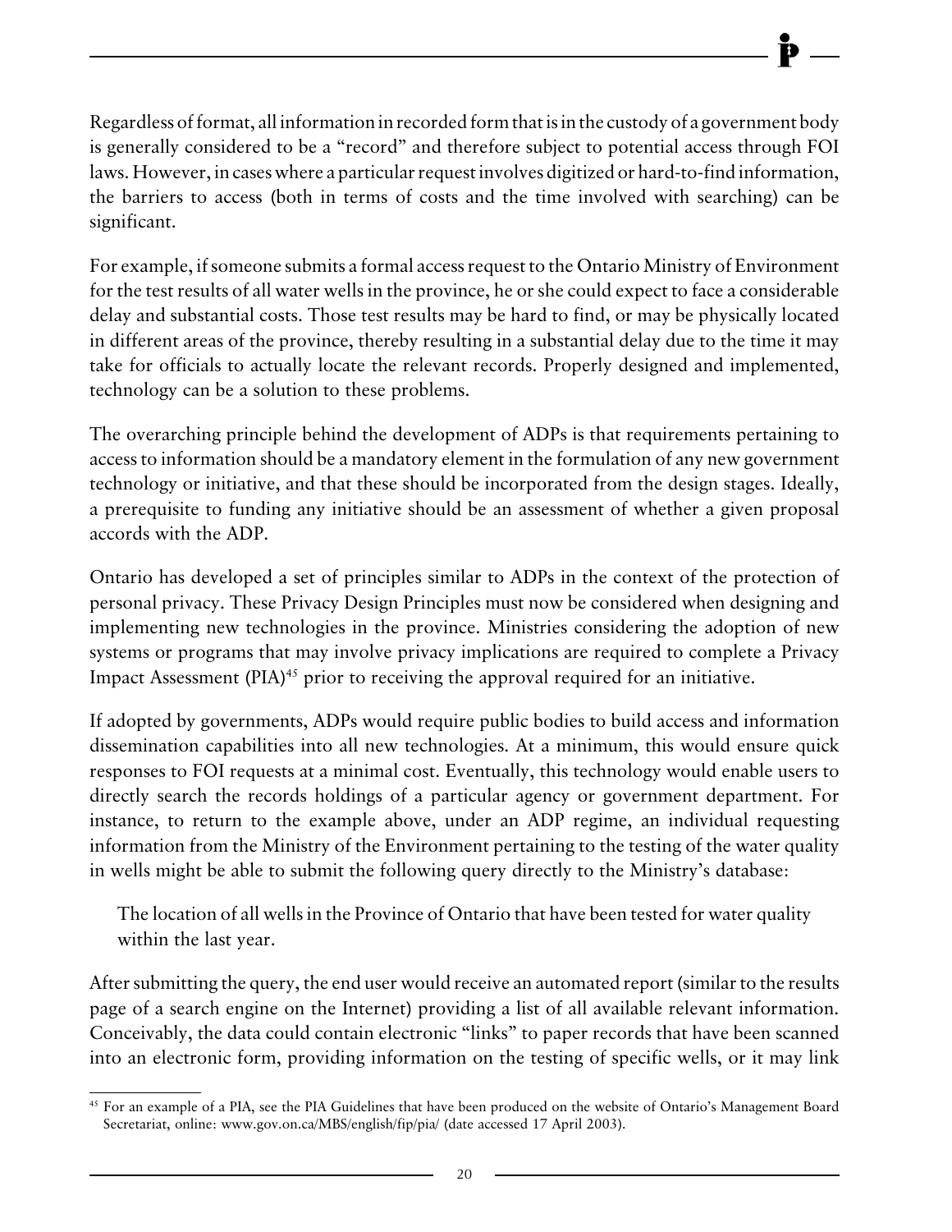Regardless of format, all information in recorded form that is in the custody of a government body is generally considered to be a "record" and therefore subject to potential access through FOI laws. However, in cases where a particular request involves digitized or hard-to-find information, the barriers to access (both in terms of costs and the time involved with searching) can be significant.

For example, if someone submits a formal access request to the Ontario Ministry of Environment for the test results of all water wells in the province, he or she could expect to face a considerable delay and substantial costs. Those test results may be hard to find, or may be physically located in different areas of the province, thereby resulting in a substantial delay due to the time it may take for officials to actually locate the relevant records. Properly designed and implemented, technology can be a solution to these problems.

The overarching principle behind the development of ADPs is that requirements pertaining to access to information should be a mandatory element in the formulation of any new government technology or initiative, and that these should be incorporated from the design stages. Ideally, a prerequisite to funding any initiative should be an assessment of whether a given proposal accords with the ADP.

Ontario has developed a set of principles similar to ADPs in the context of the protection of personal privacy. These Privacy Design Principles must now be considered when designing and implementing new technologies in the province. Ministries considering the adoption of new systems or programs that may involve privacy implications are required to complete a Privacy Impact Assessment (PIA)[45] prior to receiving the approval required for an initiative.

If adopted by governments, ADPs would require public bodies to build access and information dissemination capabilities into all new technologies. At a minimum, this would ensure quick responses to FOI requests at a minimal cost. Eventually, this technology would enable users to directly search the records holdings of a particular agency or government department. For instance, to return to the example above, under an ADP regime, an individual requesting information from the Ministry of the Environment pertaining to the testing of the water quality in wells might be able to submit the following query directly to the Ministry's database:

> The location of all wells in the Province of Ontario that have been tested for water quality within the last year.

After submitting the query, the end user would receive an automated report (similar to the results page of a search engine on the Internet) providing a list of all available relevant information. Conceivably, the data could contain electronic "links" to paper records that have been scanned into an electronic form, providing information on the testing of specific wells, or it may link

[45] For an example of a PIA, see the PIA Guidelines that have been produced on the website of Ontario's Management Board Secretariat, online: www.gov.on.ca/MBS/english/fip/pia/ (date accessed 17 April 2003).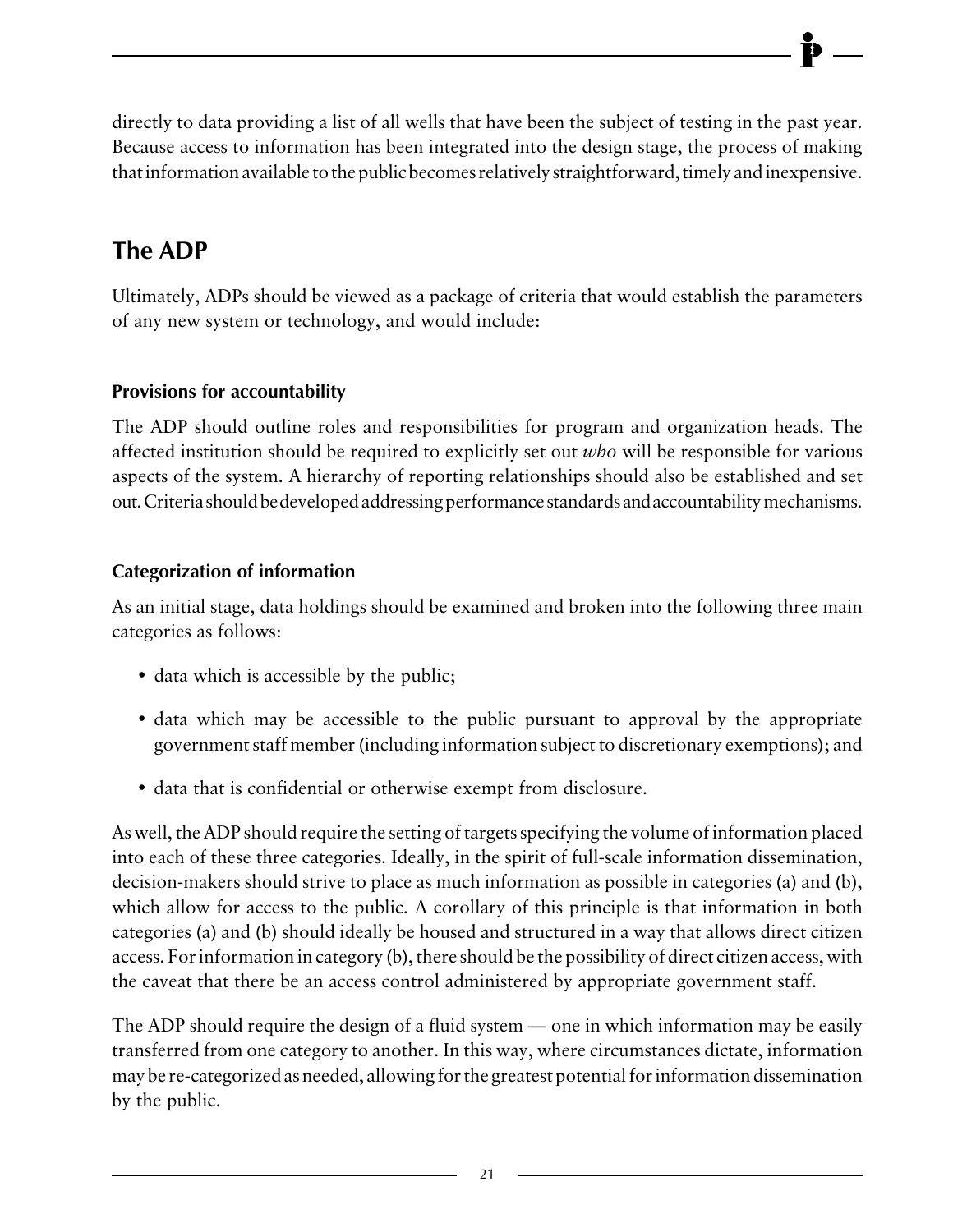directly to data providing a list of all wells that have been the subject of testing in the past year. Because access to information has been integrated into the design stage, the process of making that information available to the public becomes relatively straightforward, timely and inexpensive.

## The ADP

Ultimately, ADPs should be viewed as a package of criteria that would establish the parameters of any new system or technology, and would include:

### Provisions for accountability

The ADP should outline roles and responsibilities for program and organization heads. The affected institution should be required to explicitly set out *who* will be responsible for various aspects of the system. A hierarchy of reporting relationships should also be established and set out. Criteria should be developed addressing performance standards and accountability mechanisms.

### Categorization of information

As an initial stage, data holdings should be examined and broken into the following three main categories as follows:

- data which is accessible by the public;
- data which may be accessible to the public pursuant to approval by the appropriate government staff member (including information subject to discretionary exemptions); and
- data that is confidential or otherwise exempt from disclosure.

As well, the ADP should require the setting of targets specifying the volume of information placed into each of these three categories. Ideally, in the spirit of full-scale information dissemination, decision-makers should strive to place as much information as possible in categories (a) and (b), which allow for access to the public. A corollary of this principle is that information in both categories (a) and (b) should ideally be housed and structured in a way that allows direct citizen access. For information in category (b), there should be the possibility of direct citizen access, with the caveat that there be an access control administered by appropriate government staff.

The ADP should require the design of a fluid system — one in which information may be easily transferred from one category to another. In this way, where circumstances dictate, information may be re-categorized as needed, allowing for the greatest potential for information dissemination by the public.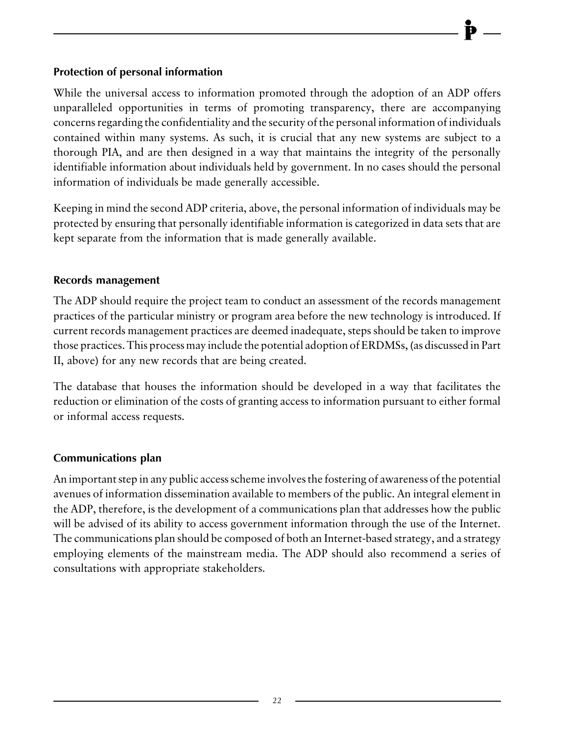### Protection of personal information

While the universal access to information promoted through the adoption of an ADP offers unparalleled opportunities in terms of promoting transparency, there are accompanying concerns regarding the confidentiality and the security of the personal information of individuals contained within many systems. As such, it is crucial that any new systems are subject to a thorough PIA, and are then designed in a way that maintains the integrity of the personally identifiable information about individuals held by government. In no cases should the personal information of individuals be made generally accessible.

Keeping in mind the second ADP criteria, above, the personal information of individuals may be protected by ensuring that personally identifiable information is categorized in data sets that are kept separate from the information that is made generally available.

### Records management

The ADP should require the project team to conduct an assessment of the records management practices of the particular ministry or program area before the new technology is introduced. If current records management practices are deemed inadequate, steps should be taken to improve those practices. This process may include the potential adoption of ERDMSs, (as discussed in Part II, above) for any new records that are being created.

The database that houses the information should be developed in a way that facilitates the reduction or elimination of the costs of granting access to information pursuant to either formal or informal access requests.

### Communications plan

An important step in any public access scheme involves the fostering of awareness of the potential avenues of information dissemination available to members of the public. An integral element in the ADP, therefore, is the development of a communications plan that addresses how the public will be advised of its ability to access government information through the use of the Internet. The communications plan should be composed of both an Internet-based strategy, and a strategy employing elements of the mainstream media. The ADP should also recommend a series of consultations with appropriate stakeholders.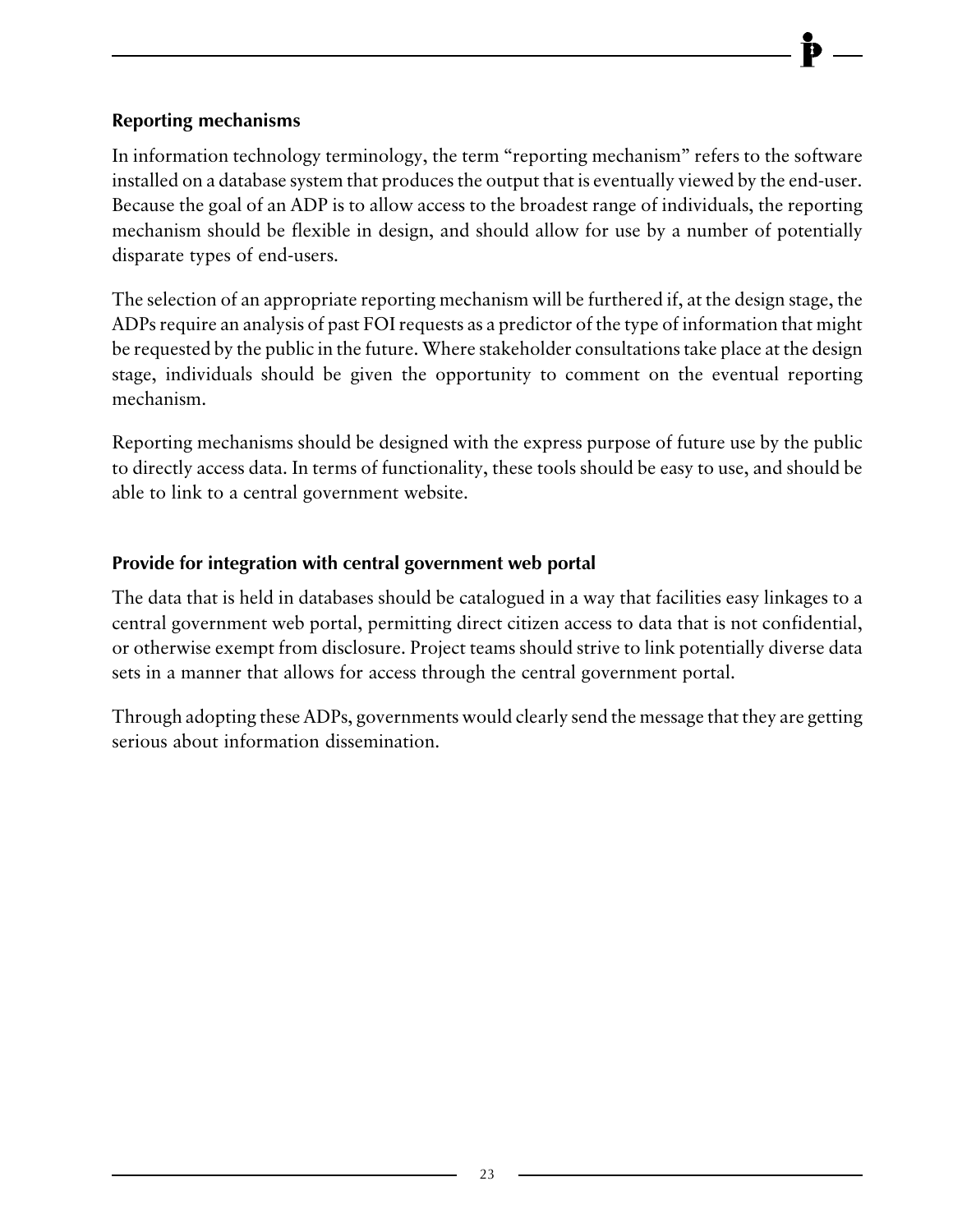### Reporting mechanisms

In information technology terminology, the term "reporting mechanism" refers to the software installed on a database system that produces the output that is eventually viewed by the end-user. Because the goal of an ADP is to allow access to the broadest range of individuals, the reporting mechanism should be flexible in design, and should allow for use by a number of potentially disparate types of end-users.

The selection of an appropriate reporting mechanism will be furthered if, at the design stage, the ADPs require an analysis of past FOI requests as a predictor of the type of information that might be requested by the public in the future. Where stakeholder consultations take place at the design stage, individuals should be given the opportunity to comment on the eventual reporting mechanism.

Reporting mechanisms should be designed with the express purpose of future use by the public to directly access data. In terms of functionality, these tools should be easy to use, and should be able to link to a central government website.

### Provide for integration with central government web portal

The data that is held in databases should be catalogued in a way that facilities easy linkages to a central government web portal, permitting direct citizen access to data that is not confidential, or otherwise exempt from disclosure. Project teams should strive to link potentially diverse data sets in a manner that allows for access through the central government portal.

Through adopting these ADPs, governments would clearly send the message that they are getting serious about information dissemination.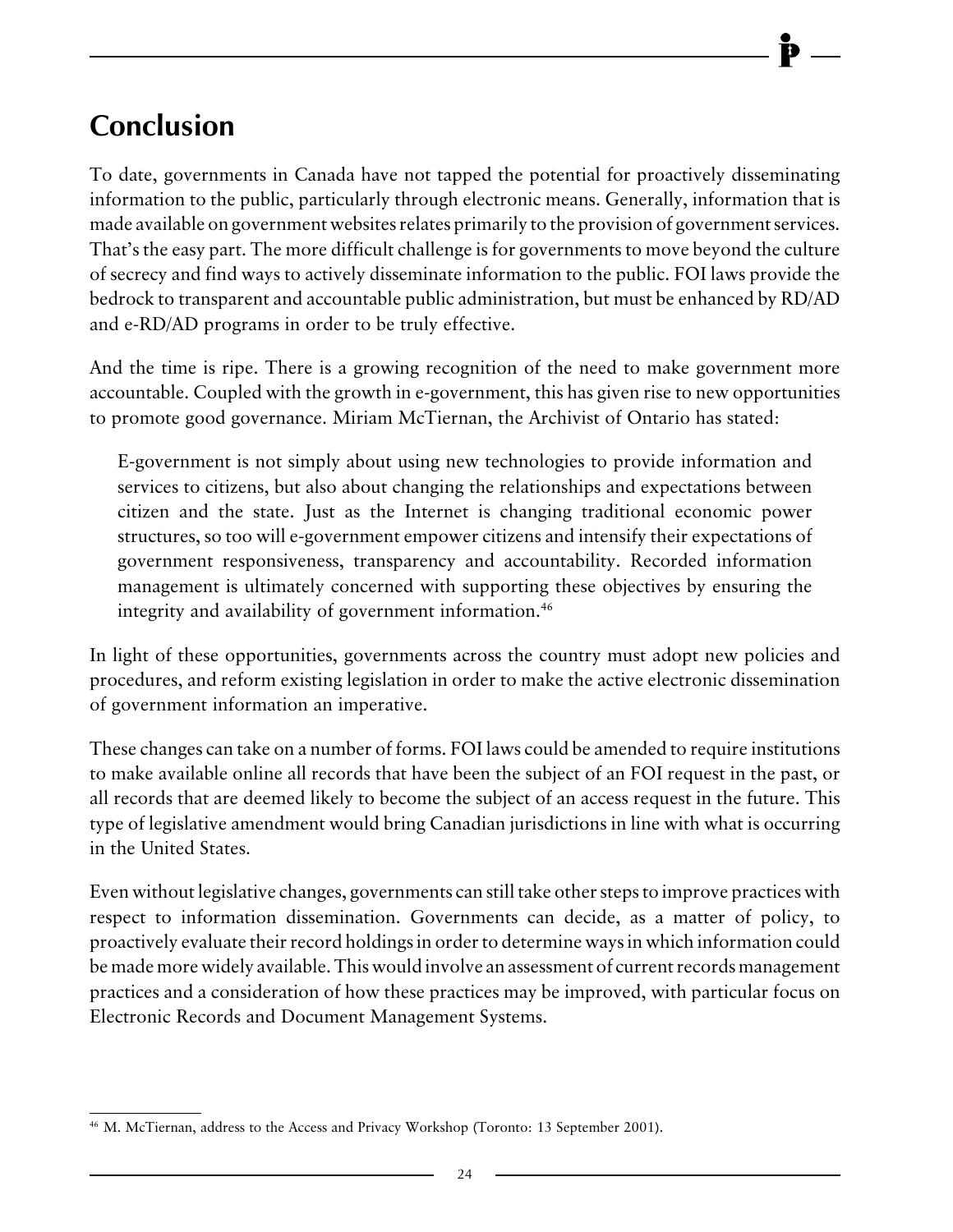## Conclusion

To date, governments in Canada have not tapped the potential for proactively disseminating information to the public, particularly through electronic means. Generally, information that is made available on government websites relates primarily to the provision of government services. That's the easy part. The more difficult challenge is for governments to move beyond the culture of secrecy and find ways to actively disseminate information to the public. FOI laws provide the bedrock to transparent and accountable public administration, but must be enhanced by RD/AD and e-RD/AD programs in order to be truly effective.

And the time is ripe. There is a growing recognition of the need to make government more accountable. Coupled with the growth in e-government, this has given rise to new opportunities to promote good governance. Miriam McTiernan, the Archivist of Ontario has stated:

> E-government is not simply about using new technologies to provide information and services to citizens, but also about changing the relationships and expectations between citizen and the state. Just as the Internet is changing traditional economic power structures, so too will e-government empower citizens and intensify their expectations of government responsiveness, transparency and accountability. Recorded information management is ultimately concerned with supporting these objectives by ensuring the integrity and availability of government information.[46]

In light of these opportunities, governments across the country must adopt new policies and procedures, and reform existing legislation in order to make the active electronic dissemination of government information an imperative.

These changes can take on a number of forms. FOI laws could be amended to require institutions to make available online all records that have been the subject of an FOI request in the past, or all records that are deemed likely to become the subject of an access request in the future. This type of legislative amendment would bring Canadian jurisdictions in line with what is occurring in the United States.

Even without legislative changes, governments can still take other steps to improve practices with respect to information dissemination. Governments can decide, as a matter of policy, to proactively evaluate their record holdings in order to determine ways in which information could be made more widely available. This would involve an assessment of current records management practices and a consideration of how these practices may be improved, with particular focus on Electronic Records and Document Management Systems.

---

[46] M. McTiernan, address to the Access and Privacy Workshop (Toronto: 13 September 2001).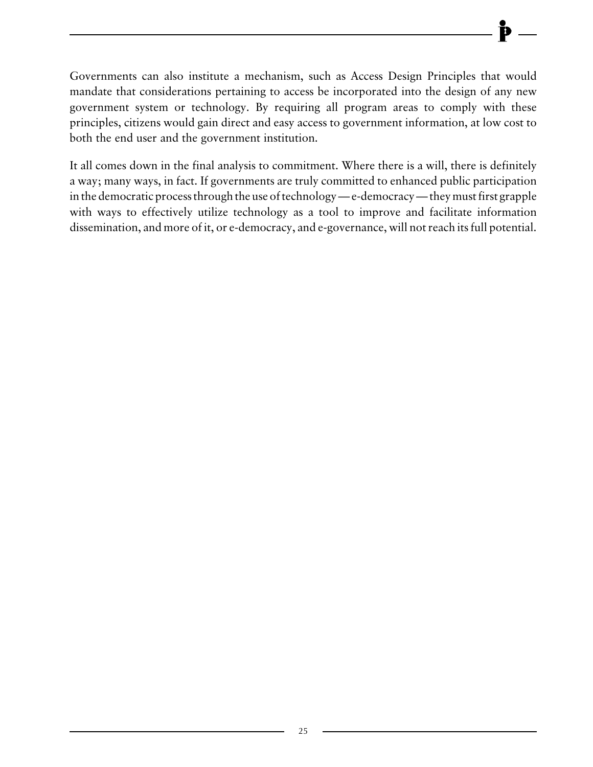Governments can also institute a mechanism, such as Access Design Principles that would mandate that considerations pertaining to access be incorporated into the design of any new government system or technology. By requiring all program areas to comply with these principles, citizens would gain direct and easy access to government information, at low cost to both the end user and the government institution.

It all comes down in the final analysis to commitment. Where there is a will, there is definitely a way; many ways, in fact. If governments are truly committed to enhanced public participation in the democratic process through the use of technology — e-democracy — they must first grapple with ways to effectively utilize technology as a tool to improve and facilitate information dissemination, and more of it, or e-democracy, and e-governance, will not reach its full potential.